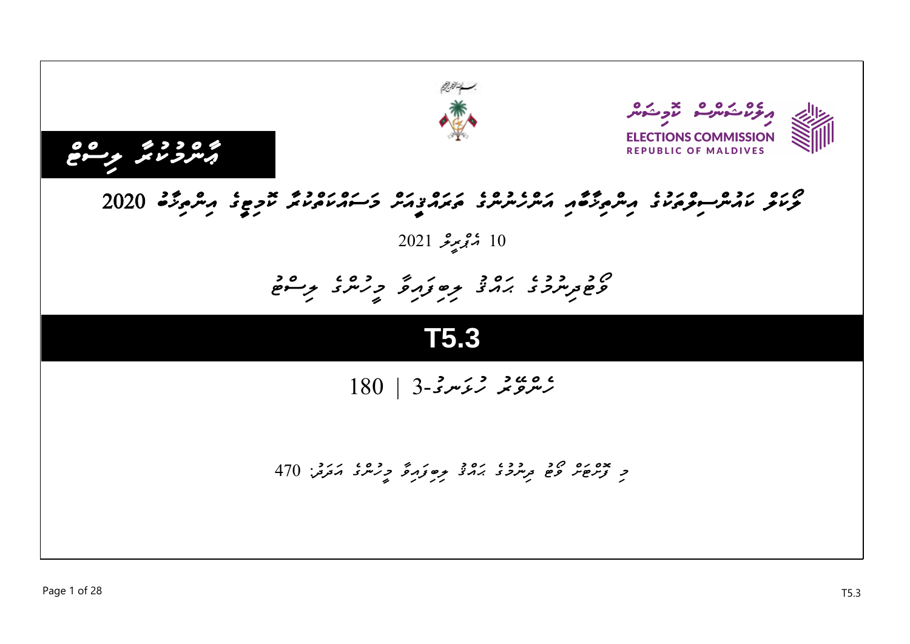ELECTIONS COMMISSION
REPUBLIC OF MALDIVES

އިލެކްޝަންސް ކޮމިޝަން

އަންފުޝާރު ލިސްޓު

# ލޯކަލް ކައުންސިލްތަކުގެ އިންތިޚާބާއި އަންހެނުންގެ ތަރައްޤީއަށް މަސައްކަތްކުރާ ކޮމިޓީގެ އިންތިޚާބު 2020

10 އޮކްޓޫބަރު 2021

ވޯޓުދިނުމުގެ ޙައްޤު ލިބިފައިވާ މީހުންގެ ލިސްޓު

## T5.3

ހުޅުދޫ ހުޅަނގު-3 | 180

މި ފޮޓޯބޮކްސް ވޯޓު ދިނުމުގެ ޙައްޤު ލިބިފައިވާ މީހުންގެ އަދަދު: 470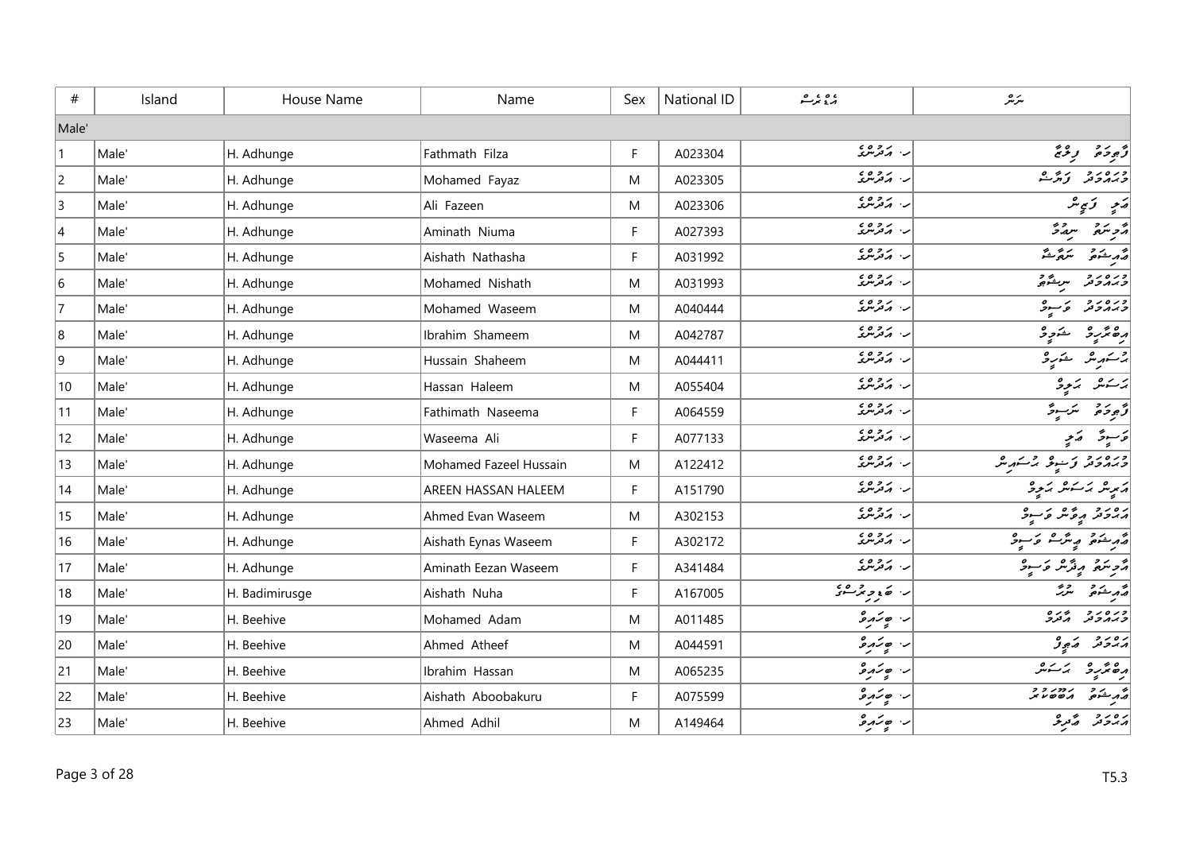| # | Island | House Name | Name | Sex | National ID | ގެއުގެ ނަން | ނަން |
|---|---|---|---|---|---|---|---|
| Male' | | | | | | | |
| 1 | Male' | H. Adhunge | Fathmath Filza | F | A023304 | ހ. އަދުންގެ | ފާތިމަތު ފިލްޒާ |
| 2 | Male' | H. Adhunge | Mohamed Fayaz | M | A023305 | ހ. އަދުންގެ | މުހައްމަދު ފަޔާޒް |
| 3 | Male' | H. Adhunge | Ali Fazeen | M | A023306 | ހ. އަދުންގެ | އަލި ފަޒީން |
| 4 | Male' | H. Adhunge | Aminath Niuma | F | A027393 | ހ. އަދުންގެ | އާމިނަތު ނިޢުމާ |
| 5 | Male' | H. Adhunge | Aishath Nathasha | F | A031992 | ހ. އަދުންގެ | އާއިޝަތު ނަތާޝާ |
| 6 | Male' | H. Adhunge | Mohamed Nishath | M | A031993 | ހ. އަދުންގެ | މުހައްމަދު ނިޝާތު |
| 7 | Male' | H. Adhunge | Mohamed Waseem | M | A040444 | ހ. އަދުންގެ | މުހައްމަދުވަސީމު |
| 8 | Male' | H. Adhunge | Ibrahim Shameem | M | A042787 | ހ. އަދުންގެ | އިބްރާހީމް ޝަމީމު |
| 9 | Male' | H. Adhunge | Hussain Shaheem | M | A044411 | ހ. އަދުންގެ | ހުސައިން ޝަހީމު |
| 10 | Male' | H. Adhunge | Hassan Haleem | M | A055404 | ހ. އަދުންގެ | ހަސަން ހަލީމު |
| 11 | Male' | H. Adhunge | Fathimath Naseema | F | A064559 | ހ. އަދުންގެ | ފާތިމަތު ނަސީމާ |
| 12 | Male' | H. Adhunge | Waseema Ali | F | A077133 | ހ. އަދުންގެ | ވަސީމާ އަލި |
| 13 | Male' | H. Adhunge | Mohamed Fazeel Hussain | M | A122412 | ހ. އަދުންގެ | މުހައްމަދު ފަޒީލް ހުސައިން |
| 14 | Male' | H. Adhunge | AREEN HASSAN HALEEM | F | A151790 | ހ. އަދުންގެ | އަރީން ހަސަން ހަލީމް |
| 15 | Male' | H. Adhunge | Ahmed Evan Waseem | M | A302153 | ހ. އަދުންގެ | އަހްމަދު އީވާން ވަސީމް |
| 16 | Male' | H. Adhunge | Aishath Eynas Waseem | F | A302172 | ހ. އަދުންގެ | އާއިޝަތު އީނާސް ވަސީމް |
| 17 | Male' | H. Adhunge | Aminath Eezan Waseem | F | A341484 | ހ. އަދުންގެ | އާމިނަތު އީޒާން ވަސީމް |
| 18 | Male' | H. Badimirusge | Aishath Nuha | F | A167005 | ހ. ބަދިމިރުސްގެ | އާއިޝަތު ނުހާ |
| 19 | Male' | H. Beehive | Mohamed Adam | M | A011485 | ހ. ބީހައިވް | މުހައްމަދު އާދަމް |
| 20 | Male' | H. Beehive | Ahmed Atheef | M | A044591 | ހ. ބީހައިވް | އަހްމަދު އަތީފު |
| 21 | Male' | H. Beehive | Ibrahim Hassan | M | A065235 | ހ. ބީހައިވް | އިބްރާހީމް ހަސަން |
| 22 | Male' | H. Beehive | Aishath Aboobakuru | F | A075599 | ހ. ބީހައިވް | އާއިޝަތު އަބޫބަކުރު |
| 23 | Male' | H. Beehive | Ahmed Adhil | M | A149464 | ހ. ބީހައިވް | އަހްމަދު އާދިލް |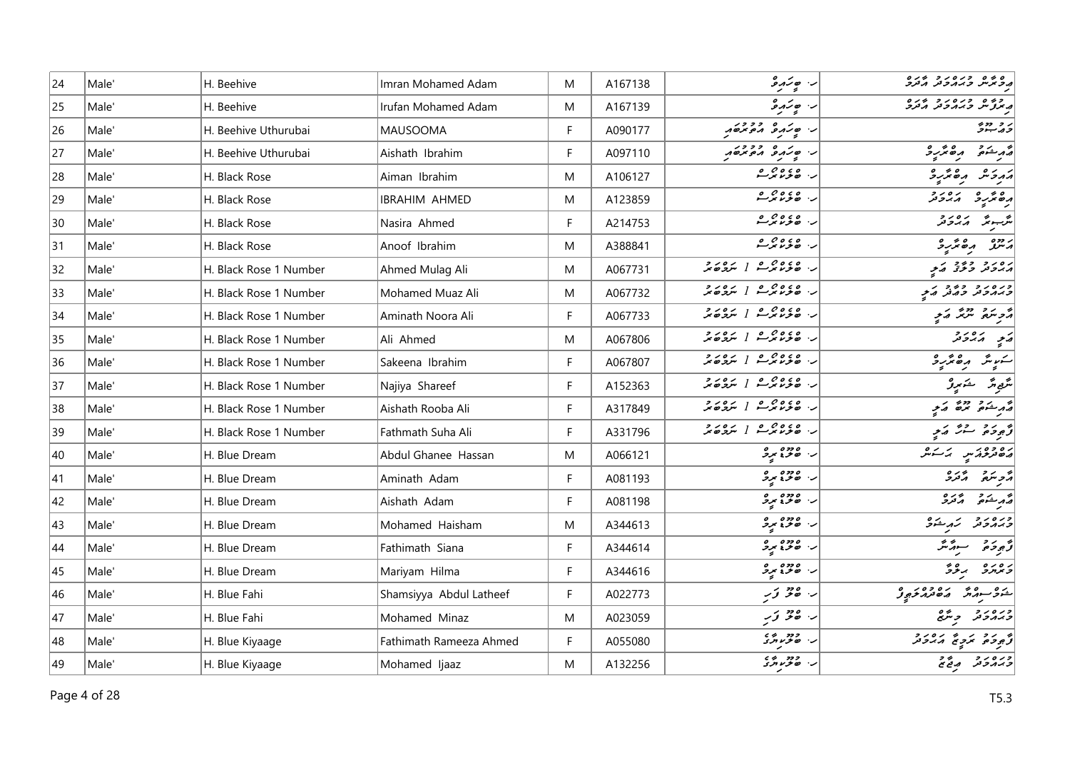| 24 | Male' | H. Beehive | Imran Mohamed Adam | M | A167138 | ހ. ބީހައިވް | އިމްރާން މުހައްމަދު އާދަމް |
|---|---|---|---|---|---|---|---|
| 25 | Male' | H. Beehive | Irufan Mohamed Adam | M | A167139 | ހ. ބީހައިވް | އިރުފާން މުހައްމަދު އާދަމް |
| 26 | Male' | H. Beehive Uthurubai | MAUSOOMA | F | A090177 | ހ. ބީހައިވް އުތުރުބައި | މައުސޫމާ |
| 27 | Male' | H. Beehive Uthurubai | Aishath Ibrahim | F | A097110 | ހ. ބީހައިވް އުތުރުބައި | އައިޝަތު އިބްރާހީމް |
| 28 | Male' | H. Black Rose | Aiman Ibrahim | M | A106127 | ހ. ބްލެކްރޯސް | އައިމަން އިބްރާހީމް |
| 29 | Male' | H. Black Rose | IBRAHIM AHMED | M | A123859 | ހ. ބްލެކްރޯސް | އިބްރާހީމް އަހުމަދު |
| 30 | Male' | H. Black Rose | Nasira Ahmed | F | A214753 | ހ. ބްލެކްރޯސް | ނާސިރާ އަހުމަދު |
| 31 | Male' | H. Black Rose | Anoof Ibrahim | M | A388841 | ހ. ބްލެކްރޯސް | އަނޫފު އިބްރާހީމް |
| 32 | Male' | H. Black Rose 1 Number | Ahmed Mulag Ali | M | A067731 | ހ. ބްލެކްރޯސް 1 ނަމްބަރު | އަހުމަދު މުލާގު އަލި |
| 33 | Male' | H. Black Rose 1 Number | Mohamed Muaz Ali | M | A067732 | ހ. ބްލެކްރޯސް 1 ނަމްބަރު | މުހައްމަދު މުއާޒު އަލި |
| 34 | Male' | H. Black Rose 1 Number | Aminath Noora Ali | F | A067733 | ހ. ބްލެކްރޯސް 1 ނަމްބަރު | އާމިނަތު ނޫރާ އަލި |
| 35 | Male' | H. Black Rose 1 Number | Ali Ahmed | M | A067806 | ހ. ބްލެކްރޯސް 1 ނަމްބަރު | އަލި އަހުމަދު |
| 36 | Male' | H. Black Rose 1 Number | Sakeena Ibrahim | F | A067807 | ހ. ބްލެކްރޯސް 1 ނަމްބަރު | ސަކީނާ އިބްރާހީމް |
| 37 | Male' | H. Black Rose 1 Number | Najiya Shareef | F | A152363 | ހ. ބްލެކްރޯސް 1 ނަމްބަރު | ނާޖިޔާ ޝަރީފު |
| 38 | Male' | H. Black Rose 1 Number | Aishath Rooba Ali | F | A317849 | ހ. ބްލެކްރޯސް 1 ނަމްބަރު | އައިޝަތު ރޫބާ އަލި |
| 39 | Male' | H. Black Rose 1 Number | Fathmath Suha Ali | F | A331796 | ހ. ބްލެކްރޯސް 1 ނަމްބަރު | ފާތިމަތު ސުހާ އަލި |
| 40 | Male' | H. Blue Dream | Abdul Ghanee Hassan | M | A066121 | ހ. ބްލޫޑްރީމް | އަބްދުލްޣަނީ ހަސަން |
| 41 | Male' | H. Blue Dream | Aminath Adam | F | A081193 | ހ. ބްލޫޑްރީމް | އާމިނަތު އާދަމް |
| 42 | Male' | H. Blue Dream | Aishath Adam | F | A081198 | ހ. ބްލޫޑްރީމް | އައިޝަތު އާދަމް |
| 43 | Male' | H. Blue Dream | Mohamed Haisham | M | A344613 | ހ. ބްލޫޑްރީމް | މުހައްމަދު ހައިޝަމް |
| 44 | Male' | H. Blue Dream | Fathimath Siana | F | A344614 | ހ. ބްލޫޑްރީމް | ފާތިމަތު ސިޔާނާ |
| 45 | Male' | H. Blue Dream | Mariyam Hilma | F | A344616 | ހ. ބްލޫޑްރީމް | މަރިޔަމް ހިލްމާ |
| 46 | Male' | H. Blue Fahi | Shamsiyya Abdul Latheef | F | A022773 | ހ. ބްލޫ ފަހި | ޝަމްސިއްޔާ އަބްދުއްލަޠީފު |
| 47 | Male' | H. Blue Fahi | Mohamed Minaz | M | A023059 | ހ. ބްލޫ ފަހި | މުހައްމަދު މިނާޒް |
| 48 | Male' | H. Blue Kiyaage | Fathimath Rameeza Ahmed | F | A055080 | ހ. ބްލޫކިޔާގެ | ފާތިމަތު ރަމީޒާ އަހުމަދު |
| 49 | Male' | H. Blue Kiyaage | Mohamed Ijaaz | M | A132256 | ހ. ބްލޫކިޔާގެ | މުހައްމަދު އިޖާޒް |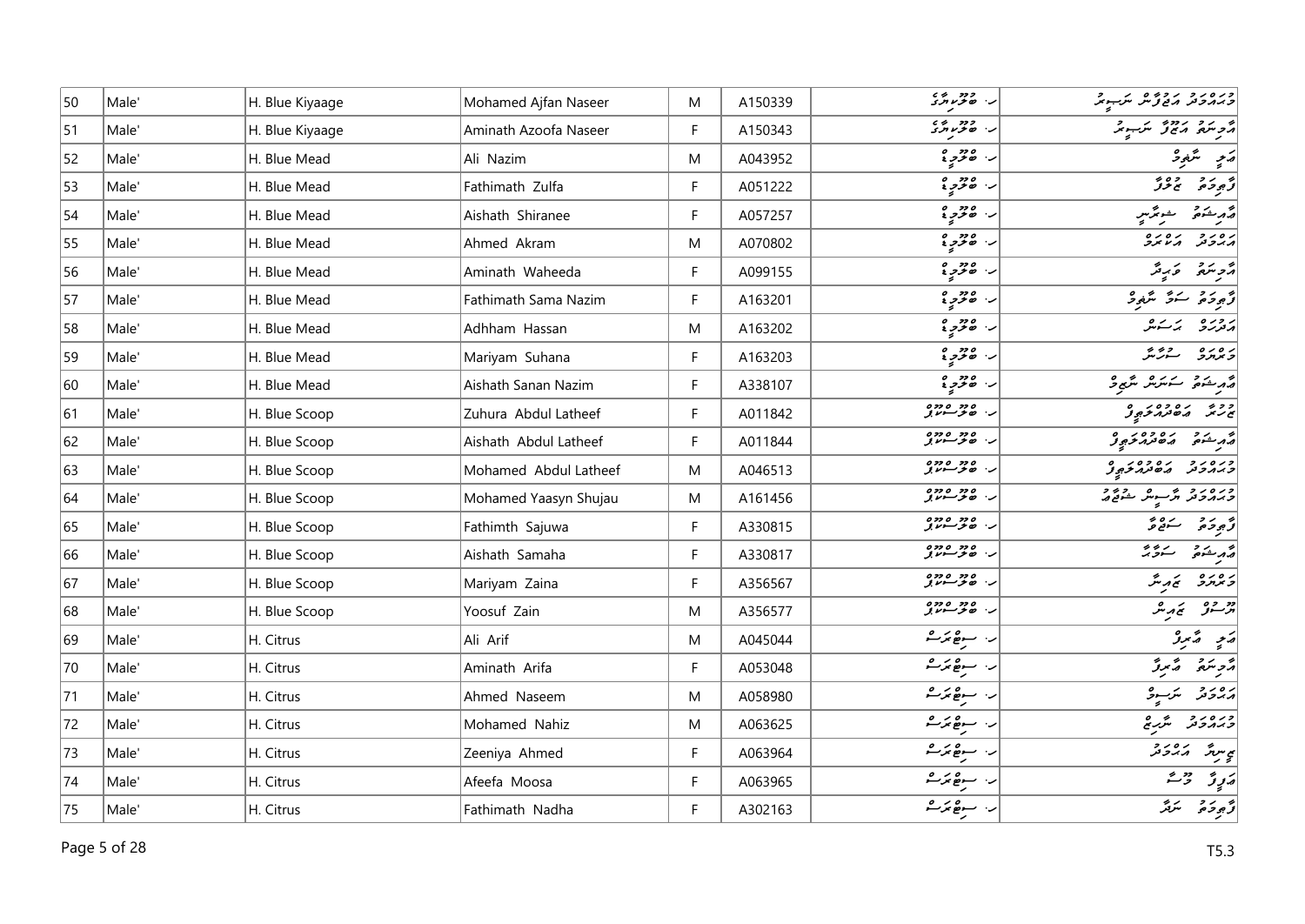| 50 | Male' | H. Blue Kiyaage | Mohamed Ajfan Naseer | M | A150339 | ހ. ބުލޫކިޔާގެ | މުހައްމަދު އަޖްފާން ނަސީރު |
|---|---|---|---|---|---|---|---|
| 51 | Male' | H. Blue Kiyaage | Aminath Azoofa Naseer | F | A150343 | ހ. ބުލޫކިޔާގެ | އާމިނަތު އަޒޫފާ ނަސީރު |
| 52 | Male' | H. Blue Mead | Ali Nazim | M | A043952 | ހ. ބްލޫމީޑް | އަލީ ނާޒިމް |
| 53 | Male' | H. Blue Mead | Fathimath Zulfa | F | A051222 | ހ. ބްލޫމީޑް | ފާތިމަތު ޒުލްފާ |
| 54 | Male' | H. Blue Mead | Aishath Shiranee | F | A057257 | ހ. ބްލޫމީޑް | އައިޝަތު ޝިރާނީ |
| 55 | Male' | H. Blue Mead | Ahmed Akram | M | A070802 | ހ. ބްލޫމީޑް | އަހުމަދު އަކްރަމް |
| 56 | Male' | H. Blue Mead | Aminath Waheeda | F | A099155 | ހ. ބްލޫމީޑް | އާމިނަތު ވަހީދާ |
| 57 | Male' | H. Blue Mead | Fathimath Sama Nazim | F | A163201 | ހ. ބްލޫމީޑް | ފާތިމަތު ސަމާ ނާޒިމް |
| 58 | Male' | H. Blue Mead | Adhham Hassan | M | A163202 | ހ. ބްލޫމީޑް | އަދުހަމް ހަސަން |
| 59 | Male' | H. Blue Mead | Mariyam Suhana | F | A163203 | ހ. ބްލޫމީޑް | މަރިޔަމް ސުހާނާ |
| 60 | Male' | H. Blue Mead | Aishath Sanan Nazim | F | A338107 | ހ. ބްލޫމީޑް | އައިޝަތު ސަނާން ނާޒިމް |
| 61 | Male' | H. Blue Scoop | Zuhura Abdul Latheef | F | A011842 | ހ. ބްލޫސްކޫޕް | ޒުހުރާ އަބްދުއްލަޠީފު |
| 62 | Male' | H. Blue Scoop | Aishath Abdul Latheef | F | A011844 | ހ. ބްލޫސްކޫޕް | އައިޝަތު އަބްދުއްލަޠީފު |
| 63 | Male' | H. Blue Scoop | Mohamed Abdul Latheef | M | A046513 | ހ. ބްލޫސްކޫޕް | މުހައްމަދު އަބްދުއްލަޠީފު |
| 64 | Male' | H. Blue Scoop | Mohamed Yaasyn Shujau | M | A161456 | ހ. ބްލޫސްކޫޕް | މުހައްމަދު ޔާސީން ޝުޖާޢު |
| 65 | Male' | H. Blue Scoop | Fathimth Sajuwa | F | A330815 | ހ. ބްލޫސްކޫޕް | ފާތިމަތު ސަޖުވާ |
| 66 | Male' | H. Blue Scoop | Aishath Samaha | F | A330817 | ހ. ބްލޫސްކޫޕް | އައިޝަތު ސަމާހާ |
| 67 | Male' | H. Blue Scoop | Mariyam Zaina | F | A356567 | ހ. ބްލޫސްކޫޕް | މަރިޔަމް ޒައިނާ |
| 68 | Male' | H. Blue Scoop | Yoosuf Zain | M | A356577 | ހ. ބްލޫސްކޫޕް | ޔޫސުފް ޒައިން |
| 69 | Male' | H. Citrus | Ali Arif | M | A045044 | ހ. ސިޓްރަސް | އަލީ އާރިފު |
| 70 | Male' | H. Citrus | Aminath Arifa | F | A053048 | ހ. ސިޓްރަސް | އާމިނަތު އާރިފާ |
| 71 | Male' | H. Citrus | Ahmed Naseem | M | A058980 | ހ. ސިޓްރަސް | އަހުމަދު ނަސީމް |
| 72 | Male' | H. Citrus | Mohamed Nahiz | M | A063625 | ހ. ސިޓްރަސް | މުހައްމަދު ނާހިޒު |
| 73 | Male' | H. Citrus | Zeeniya Ahmed | F | A063964 | ހ. ސިޓްރަސް | ޒީނިޔާ އަހުމަދު |
| 74 | Male' | H. Citrus | Afeefa Moosa | F | A063965 | ހ. ސިޓްރަސް | އަފީފާ މޫސާ |
| 75 | Male' | H. Citrus | Fathimath Nadha | F | A302163 | ހ. ސިޓްރަސް | ފާތިމަތު ނަދާ |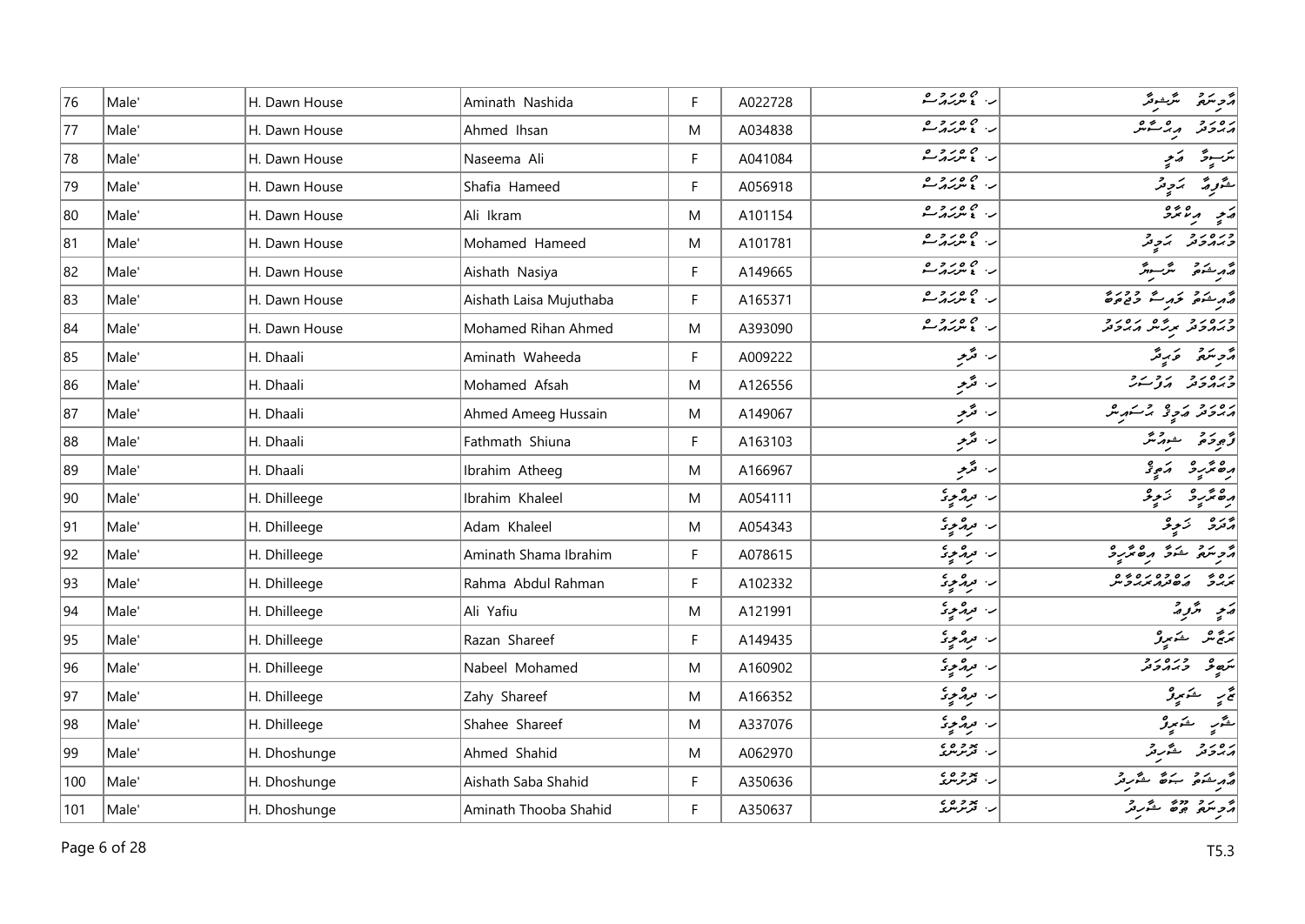| 76 | Male' | H. Dawn House | Aminath Nashida | F | A022728 | ހ. ޑޯންހައުސް | އާމިނަތު ނާޝިދާ |
|---|---|---|---|---|---|---|---|
| 77 | Male' | H. Dawn House | Ahmed Ihsan | M | A034838 | ހ. ޑޯންހައުސް | އަޙްމަދު އިޙްސާން |
| 78 | Male' | H. Dawn House | Naseema Ali | F | A041084 | ހ. ޑޯންހައުސް | ނަސީމާ ޢަލީ |
| 79 | Male' | H. Dawn House | Shafia Hameed | F | A056918 | ހ. ޑޯންހައުސް | ޝާފިޢާ ޙަމީދު |
| 80 | Male' | H. Dawn House | Ali Ikram | M | A101154 | ހ. ޑޯންހައުސް | ޢަލީ އިކްރާމް |
| 81 | Male' | H. Dawn House | Mohamed Hameed | M | A101781 | ހ. ޑޯންހައުސް | މުޙައްމަދު ޙަމީދު |
| 82 | Male' | H. Dawn House | Aishath Nasiya | F | A149665 | ހ. ޑޯންހައުސް | ޢާއިޝަތު ނާސިޔާ |
| 83 | Male' | H. Dawn House | Aishath Laisa Mujuthaba | F | A165371 | ހ. ޑޯންހައުސް | ޢާއިޝަތު ލައިސާ މުޖުތަބާ |
| 84 | Male' | H. Dawn House | Mohamed Rihan Ahmed | M | A393090 | ހ. ޑޯންހައުސް | މުޙައްމަދު ރިހާން އަޙްމަދު |
| 85 | Male' | H. Dhaali | Aminath Waheeda | F | A009222 | ހ. ދާލި | އާމިނަތު ވަޙީދާ |
| 86 | Male' | H. Dhaali | Mohamed Afsah | M | A126556 | ހ. ދާލި | މުޙައްމަދު އަފްސަހު |
| 87 | Male' | H. Dhaali | Ahmed Ameeg Hussain | M | A149067 | ހ. ދާލި | އަޙްމަދު އަމީގު ޙުސައިން |
| 88 | Male' | H. Dhaali | Fathmath Shiuna | F | A163103 | ހ. ދާލި | ފާތިމަތު ޝިއުނާ |
| 89 | Male' | H. Dhaali | Ibrahim Atheeg | M | A166967 | ހ. ދާލި | އިބްރާހީމް އަތީގު |
| 90 | Male' | H. Dhilleege | Ibrahim Khaleel | M | A054111 | ހ. ދިއްލީގެ | އިބްރާހީމް ޚަލީލް |
| 91 | Male' | H. Dhilleege | Adam Khaleel | M | A054343 | ހ. ދިއްލީގެ | އާދަމް ޚަލީލް |
| 92 | Male' | H. Dhilleege | Aminath Shama Ibrahim | F | A078615 | ހ. ދިއްލީގެ | އާމިނަތު ޝަމާ އިބްރާހީމް |
| 93 | Male' | H. Dhilleege | Rahma Abdul Rahman | F | A102332 | ހ. ދިއްލީގެ | ރަޙްމާ ޢަބްދުއްރަޙްމާން |
| 94 | Male' | H. Dhilleege | Ali Yafiu | M | A121991 | ހ. ދިއްލީގެ | ޢަލީ ޔާފިޢު |
| 95 | Male' | H. Dhilleege | Razan Shareef | F | A149435 | ހ. ދިއްލީގެ | ރަޒާން ޝަރީފް |
| 96 | Male' | H. Dhilleege | Nabeel Mohamed | M | A160902 | ހ. ދިއްލީގެ | ނަބީލް މުޙައްމަދު |
| 97 | Male' | H. Dhilleege | Zahy Shareef | M | A166352 | ހ. ދިއްލީގެ | ޒާހީ ޝަރީފް |
| 98 | Male' | H. Dhilleege | Shahee Shareef | M | A337076 | ހ. ދިއްލީގެ | ޝާހީ ޝަރީފް |
| 99 | Male' | H. Dhoshunge | Ahmed Shahid | M | A062970 | ހ. ދޮށުންގެ | އަޙްމަދު ޝާހިދު |
| 100 | Male' | H. Dhoshunge | Aishath Saba Shahid | F | A350636 | ހ. ދޮށުންގެ | ޢާއިޝަތު ސަބާ ޝާހިދު |
| 101 | Male' | H. Dhoshunge | Aminath Thooba Shahid | F | A350637 | ހ. ދޮށުންގެ | އާމިނަތު ތޫބާ ޝާހިދު |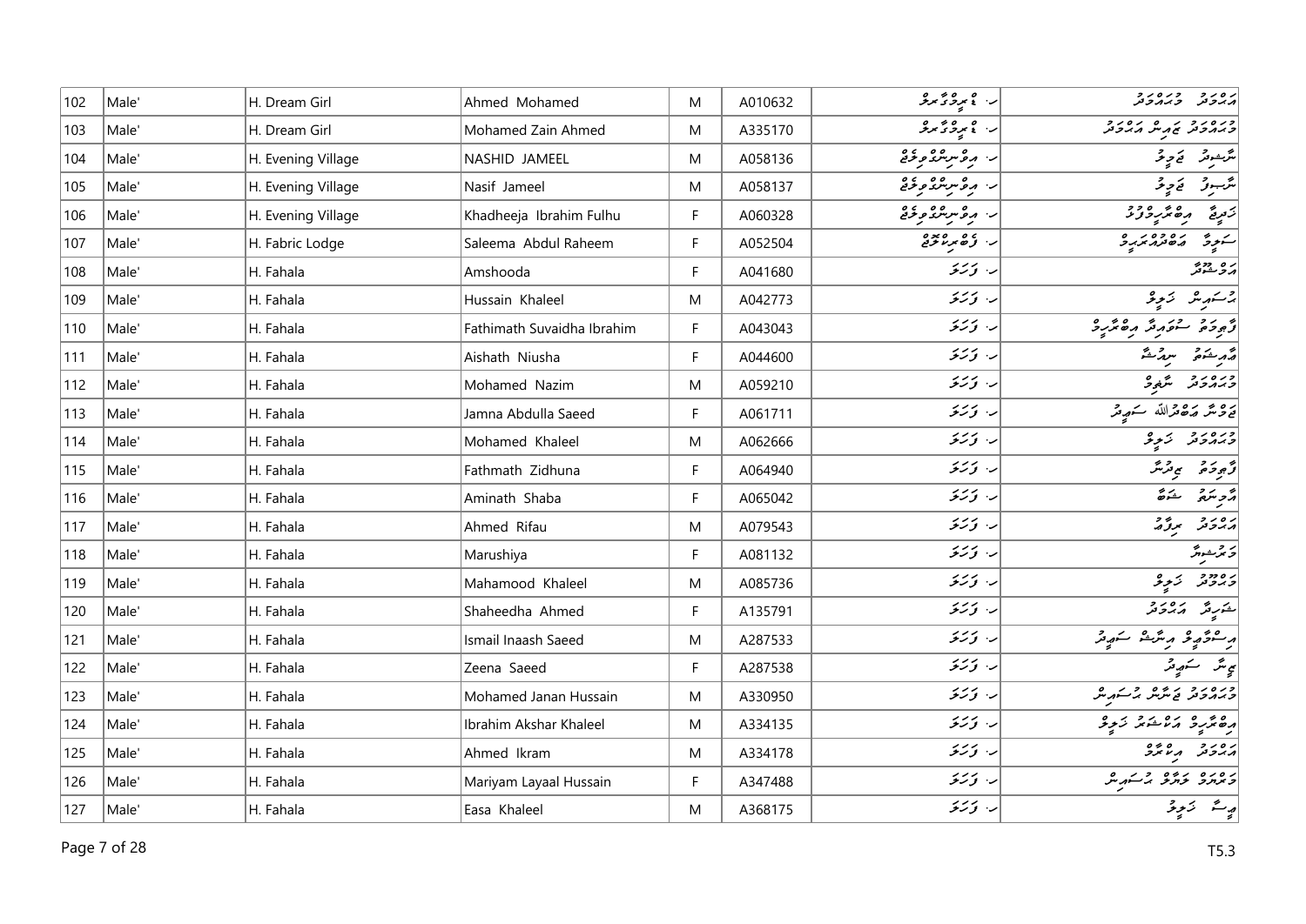| 102 | Male' | H. Dream Girl | Ahmed Mohamed | M | A010632 | ހ. ޑްރީމްގާލް | އަޙްމަދު މުޙައްމަދު |
|---|---|---|---|---|---|---|---|
| 103 | Male' | H. Dream Girl | Mohamed Zain Ahmed | M | A335170 | ހ. ޑްރީމްގާލް | މުޙައްމަދު ޒައިން އަޙްމަދު |
| 104 | Male' | H. Evening Village | NASHID JAMEEL | M | A058136 | ހ. އިވްނިންގްވިލެޖް | ނާޝިދު ޖަމީލް |
| 105 | Male' | H. Evening Village | Nasif Jameel | M | A058137 | ހ. އިވްނިންގްވިލެޖް | ނާސިފު ޖަމީލް |
| 106 | Male' | H. Evening Village | Khadheeja Ibrahim Fulhu | F | A060328 | ހ. އިވްނިންގްވިލެޖް | ޚަދީޖާ އިބްރާހީމްފުޅު |
| 107 | Male' | H. Fabric Lodge | Saleema Abdul Raheem | F | A052504 | ހ. ފެބްރިކްލޮޖް | ސަލީމާ އަބްދުއްރަޙީމް |
| 108 | Male' | H. Fahala | Amshooda | F | A041680 | ހ. ފަހަލަ | އަމްޝޫދާ |
| 109 | Male' | H. Fahala | Hussain Khaleel | M | A042773 | ހ. ފަހަލަ | ޙުސައިން ޚަލީލް |
| 110 | Male' | H. Fahala | Fathimath Suvaidha Ibrahim | F | A043043 | ހ. ފަހަލަ | ފާތިމަތު ސުވައިދާ އިބްރާހީމް |
| 111 | Male' | H. Fahala | Aishath Niusha | F | A044600 | ހ. ފަހަލަ | އާއިޝަތު ނިއުޝާ |
| 112 | Male' | H. Fahala | Mohamed Nazim | M | A059210 | ހ. ފަހަލަ | މުޙައްމަދު ނާޒިމް |
| 113 | Male' | H. Fahala | Jamna Abdulla Saeed | F | A061711 | ހ. ފަހަލަ | ޖަމްނާ އަބްދުﷲ ސަޢީދު |
| 114 | Male' | H. Fahala | Mohamed Khaleel | M | A062666 | ހ. ފަހަލަ | މުޙައްމަދު ޚަލީލް |
| 115 | Male' | H. Fahala | Fathmath Zidhuna | F | A064940 | ހ. ފަހަލަ | ފާތިމަތު ޒިދުނާ |
| 116 | Male' | H. Fahala | Aminath Shaba | F | A065042 | ހ. ފަހަލަ | އާމިނަތު ޝަބާ |
| 117 | Male' | H. Fahala | Ahmed Rifau | M | A079543 | ހ. ފަހަލަ | އަޙްމަދު ރިފާއު |
| 118 | Male' | H. Fahala | Marushiya | F | A081132 | ހ. ފަހަލަ | މަރުޝިޔާ |
| 119 | Male' | H. Fahala | Mahamood Khaleel | M | A085736 | ހ. ފަހަލަ | މަޙްމޫދު ޚަލީލް |
| 120 | Male' | H. Fahala | Shaheedha Ahmed | F | A135791 | ހ. ފަހަލަ | ޝަހީދާ އަޙްމަދު |
| 121 | Male' | H. Fahala | Ismail Inaash Saeed | M | A287533 | ހ. ފަހަލަ | އިސްމާޢީލް އިނާޝް ސަޢީދު |
| 122 | Male' | H. Fahala | Zeena Saeed | F | A287538 | ހ. ފަހަލަ | ޒީނާ ސަޢީދު |
| 123 | Male' | H. Fahala | Mohamed Janan Hussain | M | A330950 | ހ. ފަހަލަ | މުޙައްމަދު ޖަނާން ޙުސައިން |
| 124 | Male' | H. Fahala | Ibrahim Akshar Khaleel | M | A334135 | ހ. ފަހަލަ | އިބްރާހީމް އަކްޝަރު ޚަލީލް |
| 125 | Male' | H. Fahala | Ahmed Ikram | M | A334178 | ހ. ފަހަލަ | އަޙްމަދު އިކްރާމް |
| 126 | Male' | H. Fahala | Mariyam Layaal Hussain | F | A347488 | ހ. ފަހަލަ | މަރިޔަމް ލަޔާލް ޙުސައިން |
| 127 | Male' | H. Fahala | Easa Khaleel | M | A368175 | ހ. ފަހަލަ | ޢީސާ ޚަލީލް |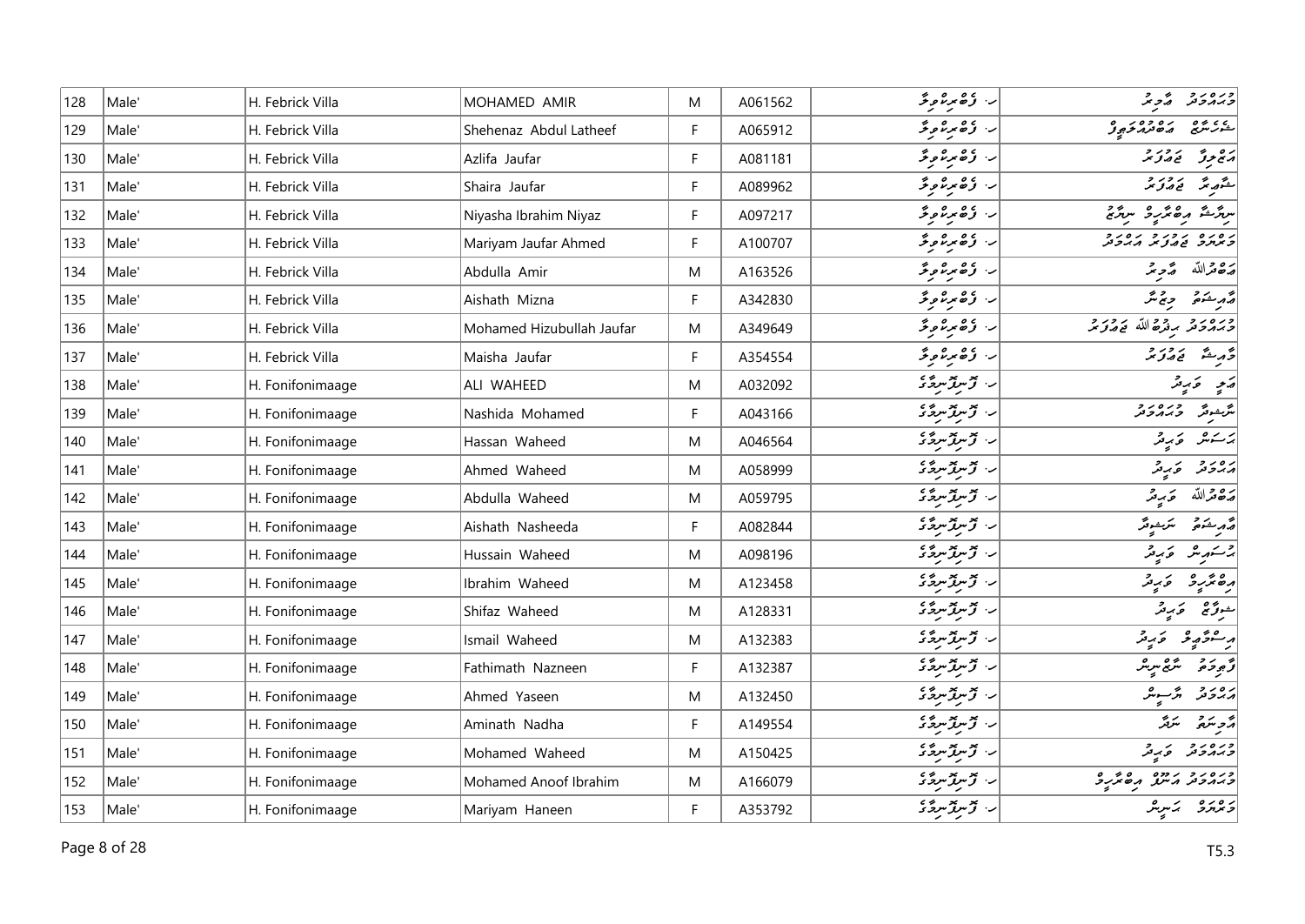| 128 | Male' | H. Febrick Villa | MOHAMED AMIR | M | A061562 | ހ. ފެބްރިކްވިލާ | މުޙައްމަދު އާމިރު |
|---|---|---|---|---|---|---|---|
| 129 | Male' | H. Febrick Villa | Shehenaz Abdul Latheef | F | A065912 | ހ. ފެބްރިކްވިލާ | ޝެހެނާޒް ޢަބްދުއްލަޠީފް |
| 130 | Male' | H. Febrick Villa | Azlifa Jaufar | F | A081181 | ހ. ފެބްރިކްވިލާ | އަޒްލީފާ ޖައުފަރު |
| 131 | Male' | H. Febrick Villa | Shaira Jaufar | F | A089962 | ހ. ފެބްރިކްވިލާ | ޝާއިރާ ޖައުފަރު |
| 132 | Male' | H. Febrick Villa | Niyasha Ibrahim Niyaz | F | A097217 | ހ. ފެބްރިކްވިލާ | ނިޔާޝާ އިބްރާހީމް ނިޔާޒް |
| 133 | Male' | H. Febrick Villa | Mariyam Jaufar Ahmed | F | A100707 | ހ. ފެބްރިކްވިލާ | މަރިޔަމް ޖައުފަރު އަޙްމަދު |
| 134 | Male' | H. Febrick Villa | Abdulla Amir | M | A163526 | ހ. ފެބްރިކްވިލާ | އަބްދުﷲ އާމިރު |
| 135 | Male' | H. Febrick Villa | Aishath Mizna | F | A342830 | ހ. ފެބްރިކްވިލާ | އާއިޝަތު މިޒްނާ |
| 136 | Male' | H. Febrick Villa | Mohamed Hizubullah Jaufar | M | A349649 | ހ. ފެބްރިކްވިލާ | މުޙައްމަދު ހިޒުބުﷲ ޖައުފަރު |
| 137 | Male' | H. Febrick Villa | Maisha Jaufar | F | A354554 | ހ. ފެބްރިކްވިލާ | މާއިޝާ ޖައުފަރު |
| 138 | Male' | H. Fonifonimaage | ALI WAHEED | M | A032092 | ހ. ފޮނިފޮނިމާގެ | އަލީ ވަޙީދު |
| 139 | Male' | H. Fonifonimaage | Nashida Mohamed | F | A043166 | ހ. ފޮނިފޮނިމާގެ | ނާޝިދާ މުޙައްމަދު |
| 140 | Male' | H. Fonifonimaage | Hassan Waheed | M | A046564 | ހ. ފޮނިފޮނިމާގެ | ޙަސަން ވަޙީދު |
| 141 | Male' | H. Fonifonimaage | Ahmed Waheed | M | A058999 | ހ. ފޮނިފޮނިމާގެ | އަޙްމަދު ވަޙީދު |
| 142 | Male' | H. Fonifonimaage | Abdulla Waheed | M | A059795 | ހ. ފޮނިފޮނިމާގެ | އަބްދުﷲ ވަޙީދު |
| 143 | Male' | H. Fonifonimaage | Aishath Nasheeda | F | A082844 | ހ. ފޮނިފޮނިމާގެ | އާއިޝަތު ނަޝީދާ |
| 144 | Male' | H. Fonifonimaage | Hussain Waheed | M | A098196 | ހ. ފޮނިފޮނިމާގެ | ޙުސައިން ވަޙީދު |
| 145 | Male' | H. Fonifonimaage | Ibrahim Waheed | M | A123458 | ހ. ފޮނިފޮނިމާގެ | އިބްރާހީމް ވަޙީދު |
| 146 | Male' | H. Fonifonimaage | Shifaz Waheed | M | A128331 | ހ. ފޮނިފޮނިމާގެ | ޝިފާޒް ވަޙީދު |
| 147 | Male' | H. Fonifonimaage | Ismail Waheed | M | A132383 | ހ. ފޮނިފޮނިމާގެ | އިސްމާއީލް ވަޙީދު |
| 148 | Male' | H. Fonifonimaage | Fathimath Nazneen | F | A132387 | ހ. ފޮނިފޮނިމާގެ | ފާތިމަތު ނާޒްނީން |
| 149 | Male' | H. Fonifonimaage | Ahmed Yaseen | M | A132450 | ހ. ފޮނިފޮނިމާގެ | އަޙްމަދު ޔާސީން |
| 150 | Male' | H. Fonifonimaage | Aminath Nadha | F | A149554 | ހ. ފޮނިފޮނިމާގެ | އާމިނަތު ނަދާ |
| 151 | Male' | H. Fonifonimaage | Mohamed Waheed | M | A150425 | ހ. ފޮނިފޮނިމާގެ | މުޙައްމަދު ވަޙީދު |
| 152 | Male' | H. Fonifonimaage | Mohamed Anoof Ibrahim | M | A166079 | ހ. ފޮނިފޮނިމާގެ | މުޙައްމަދު އަނޫފް އިބްރާހީމް |
| 153 | Male' | H. Fonifonimaage | Mariyam Haneen | F | A353792 | ހ. ފޮނިފޮނިމާގެ | މަރިޔަމް ހަނީން |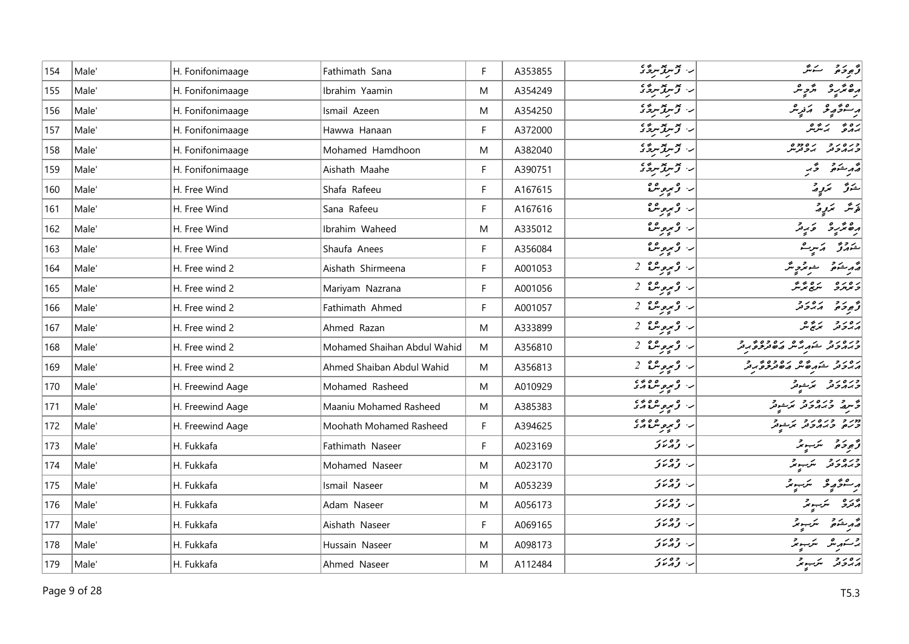| 154 | Male' | H. Fonifonimaage | Fathimath Sana | F | A353855 | ހ. ފޮނިފޮނިމާގެ | ފާތިމަތު ސަނާ |
|---|---|---|---|---|---|---|---|
| 155 | Male' | H. Fonifonimaage | Ibrahim Yaamin | M | A354249 | ހ. ފޮނިފޮނިމާގެ | އިބްރާހީމް ޔާމިން |
| 156 | Male' | H. Fonifonimaage | Ismail Azeen | M | A354250 | ހ. ފޮނިފޮނިމާގެ | އިސްމާއީލް އަޒީން |
| 157 | Male' | H. Fonifonimaage | Hawwa Hanaan | F | A372000 | ހ. ފޮނިފޮނިމާގެ | ހައްވާ ހަނާން |
| 158 | Male' | H. Fonifonimaage | Mohamed Hamdhoon | M | A382040 | ހ. ފޮނިފޮނިމާގެ | މުހައްމަދު ހަމްދޫން |
| 159 | Male' | H. Fonifonimaage | Aishath Maahe | F | A390751 | ހ. ފޮނިފޮނިމާގެ | އާއިޝަތު މާހެ |
| 160 | Male' | H. Free Wind | Shafa Rafeeu | F | A167615 | ހ. ފްރީވިންޑް | ޝަފާ ރަފީޢު |
| 161 | Male' | H. Free Wind | Sana Rafeeu | F | A167616 | ހ. ފްރީވިންޑް | ޝަނާ ރަފީޢު |
| 162 | Male' | H. Free Wind | Ibrahim Waheed | M | A335012 | ހ. ފްރީވިންޑް | އިބްރާހީމް ވަހީދު |
| 163 | Male' | H. Free Wind | Shaufa Anees | F | A356084 | ހ. ފްރީވިންޑް | ޝައުފާ އަނީސް |
| 164 | Male' | H. Free wind 2 | Aishath Shirmeena | F | A001053 | ހ. ފްރީވިންޑް 2 | އާއިޝަތު ޝިރްމީނާ |
| 165 | Male' | H. Free wind 2 | Mariyam Nazrana | F | A001056 | ހ. ފްރީވިންޑް 2 | މަރިޔަމް ނަޒްރާނާ |
| 166 | Male' | H. Free wind 2 | Fathimath Ahmed | F | A001057 | ހ. ފްރީވިންޑް 2 | ފާތިމަތު އަހްމަދު |
| 167 | Male' | H. Free wind 2 | Ahmed Razan | M | A333899 | ހ. ފްރީވިންޑް 2 | އަހްމަދު ރަޒާން |
| 168 | Male' | H. Free wind 2 | Mohamed Shaihan Abdul Wahid | M | A356810 | ހ. ފްރީވިންޑް 2 | މުހައްމަދު ޝައިހާން އަބްދުލްވާހިދު |
| 169 | Male' | H. Free wind 2 | Ahmed Shaiban Abdul Wahid | M | A356813 | ހ. ފްރީވިންޑް 2 | އަހްމަދު ޝައިބާން އަބްދުލްވާހިދު |
| 170 | Male' | H. Freewind Aage | Mohamed Rasheed | M | A010929 | ހ. ފްރީވިންޑްއާގެ | މުހައްމަދު ރަޝީދު |
| 171 | Male' | H. Freewind Aage | Maaniu Mohamed Rasheed | M | A385383 | ހ. ފްރީވިންޑްއާގެ | މާނިއު މުހައްމަދު ރަޝީދު |
| 172 | Male' | H. Freewind Aage | Moohath Mohamed Rasheed | F | A394625 | ހ. ފްރީވިންޑްއާގެ | މޫހަތު މުހައްމަދު ރަޝީދު |
| 173 | Male' | H. Fukkafa | Fathimath Naseer | F | A023169 | ހ. ފުއްކަފަ | ފާތިމަތު ނަސީރު |
| 174 | Male' | H. Fukkafa | Mohamed Naseer | M | A023170 | ހ. ފުއްކަފަ | މުހައްމަދު ނަސީރު |
| 175 | Male' | H. Fukkafa | Ismail Naseer | M | A053239 | ހ. ފުއްކަފަ | އިސްމާއީލް ނަސީރު |
| 176 | Male' | H. Fukkafa | Adam Naseer | M | A056173 | ހ. ފުއްކަފަ | އާދަމް ނަސީރު |
| 177 | Male' | H. Fukkafa | Aishath Naseer | F | A069165 | ހ. ފުއްކަފަ | އާއިޝަތު ނަސީރު |
| 178 | Male' | H. Fukkafa | Hussain Naseer | M | A098173 | ހ. ފުއްކަފަ | ހުސައިން ނަސީރު |
| 179 | Male' | H. Fukkafa | Ahmed Naseer | M | A112484 | ހ. ފުއްކަފަ | އަހްމަދު ނަސީރު |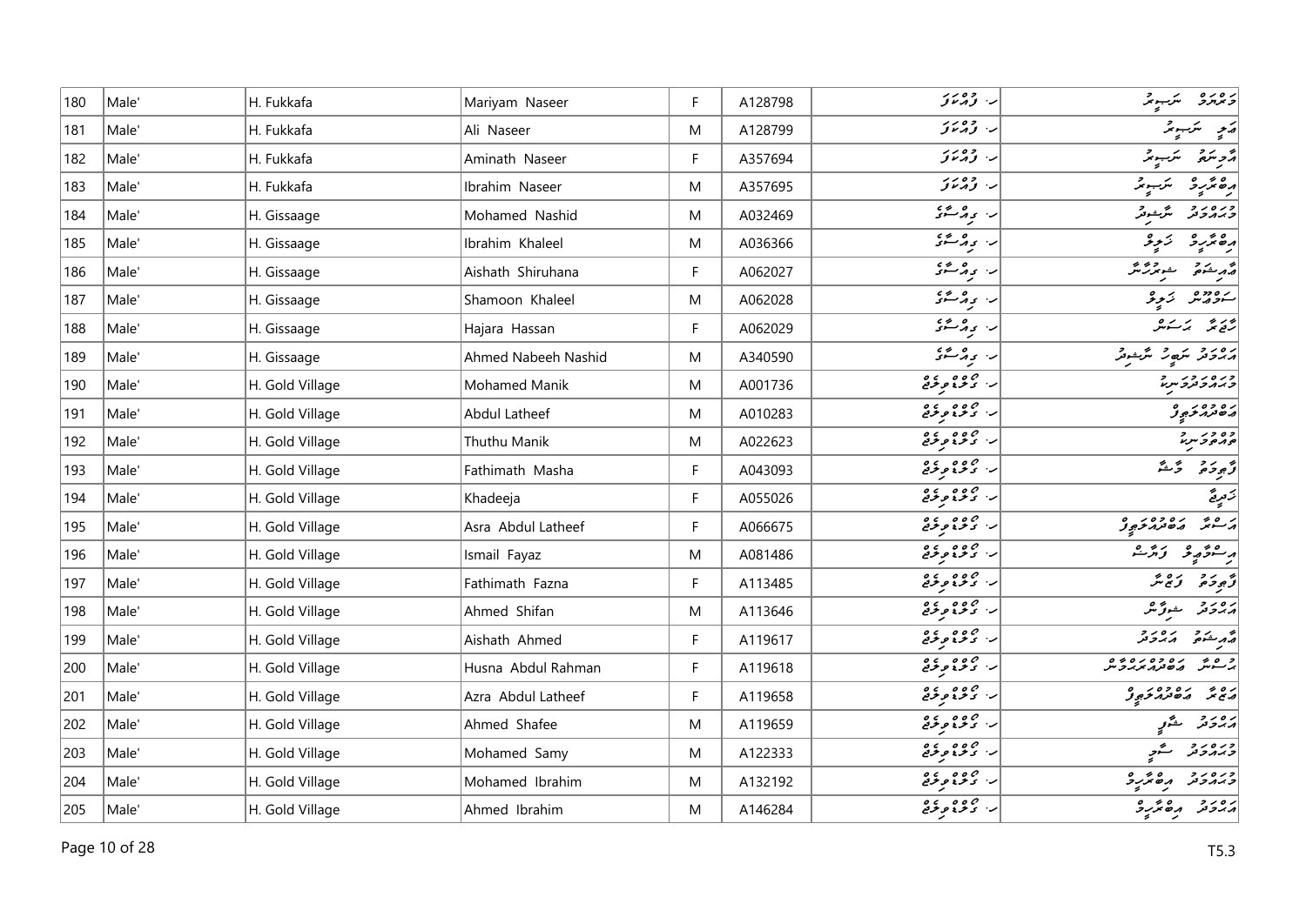| 180 | Male' | H. Fukkafa | Mariyam Naseer | F | A128798 | ހ. ފުއްކަފަ | މަރިޔަމް ނަސީރު |
|---|---|---|---|---|---|---|---|
| 181 | Male' | H. Fukkafa | Ali Naseer | M | A128799 | ހ. ފުއްކަފަ | ޢަލީ ނަސީރު |
| 182 | Male' | H. Fukkafa | Aminath Naseer | F | A357694 | ހ. ފުއްކަފަ | އާމިނަތު ނަސީރު |
| 183 | Male' | H. Fukkafa | Ibrahim Naseer | M | A357695 | ހ. ފުއްކަފަ | އިބްރާހިމް ނަސީރު |
| 184 | Male' | H. Gissaage | Mohamed Nashid | M | A032469 | ހ. ގިއްސާގެ | މުހައްމަދު ނާޝިދު |
| 185 | Male' | H. Gissaage | Ibrahim Khaleel | M | A036366 | ހ. ގިއްސާގެ | އިބްރާހިމް ޚަލީލް |
| 186 | Male' | H. Gissaage | Aishath Shiruhana | F | A062027 | ހ. ގިއްސާގެ | އާއިޝަތު ޝިރުހާނާ |
| 187 | Male' | H. Gissaage | Shamoon Khaleel | M | A062028 | ހ. ގިއްސާގެ | ޝަމޫނު ޚަލީލް |
| 188 | Male' | H. Gissaage | Hajara Hassan | F | A062029 | ހ. ގިއްސާގެ | ހާޖަރާ ޙަސަން |
| 189 | Male' | H. Gissaage | Ahmed Nabeeh Nashid | M | A340590 | ހ. ގިއްސާގެ | އަޙްމަދު ނަބީހު ނާޝިދު |
| 190 | Male' | H. Gold Village | Mohamed Manik | M | A001736 | ހ. ގޯލްޑްވިލެޖް | މުހައްމަދުމަނިކު |
| 191 | Male' | H. Gold Village | Abdul Latheef | M | A010283 | ހ. ގޯލްޑްވިލެޖް | އަބްދުއްލަޠީފު |
| 192 | Male' | H. Gold Village | Thuthu Manik | M | A022623 | ހ. ގޯލްޑްވިލެޖް | ތުއްތުމަނިކު |
| 193 | Male' | H. Gold Village | Fathimath Masha | F | A043093 | ހ. ގޯލްޑްވިލެޖް | ފާތިމަތު މާޝާ |
| 194 | Male' | H. Gold Village | Khadeeja | F | A055026 | ހ. ގޯލްޑްވިލެޖް | ޚަދީޖާ |
| 195 | Male' | H. Gold Village | Asra Abdul Latheef | F | A066675 | ހ. ގޯލްޑްވިލެޖް | އަސްރާ އަބްދުއްލަޠީފު |
| 196 | Male' | H. Gold Village | Ismail Fayaz | M | A081486 | ހ. ގޯލްޑްވިލެޖް | އިސްމާޢީލް ފައްޔާޒް |
| 197 | Male' | H. Gold Village | Fathimath Fazna | F | A113485 | ހ. ގޯލްޑްވިލެޖް | ފާތިމަތު ފަޒްނާ |
| 198 | Male' | H. Gold Village | Ahmed Shifan | M | A113646 | ހ. ގޯލްޑްވިލެޖް | އަޙްމަދު ޝިފާން |
| 199 | Male' | H. Gold Village | Aishath Ahmed | F | A119617 | ހ. ގޯލްޑްވިލެޖް | އާއިޝަތު އަޙްމަދު |
| 200 | Male' | H. Gold Village | Husna Abdul Rahman | F | A119618 | ހ. ގޯލްޑްވިލެޖް | ހުސްނާ އަބްދުއްރަޙްމާން |
| 201 | Male' | H. Gold Village | Azra Abdul Latheef | F | A119658 | ހ. ގޯލްޑްވިލެޖް | އަޒްރާ އަބްދުއްލަޠީފު |
| 202 | Male' | H. Gold Village | Ahmed Shafee | M | A119659 | ހ. ގޯލްޑްވިލެޖް | އަޙްމަދު ޝާފީ |
| 203 | Male' | H. Gold Village | Mohamed Samy | M | A122333 | ހ. ގޯލްޑްވިލެޖް | މުހައްމަދު ސާމީ |
| 204 | Male' | H. Gold Village | Mohamed Ibrahim | M | A132192 | ހ. ގޯލްޑްވިލެޖް | މުހައްމަދު އިބްރާހިމް |
| 205 | Male' | H. Gold Village | Ahmed Ibrahim | M | A146284 | ހ. ގޯލްޑްވިލެޖް | އަޙްމަދު އިބްރާހިމް |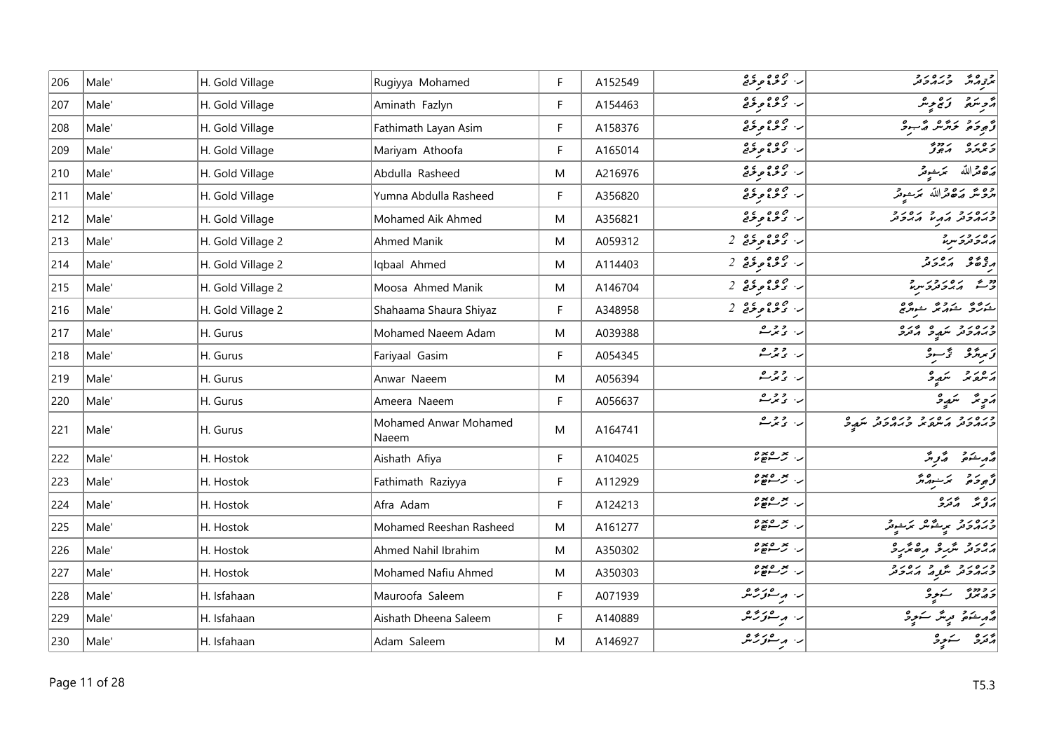| 206 | Male' | H. Gold Village | Rugiyya Mohamed | F | A152549 | ހ. ގޯލްޑްވިލެޖް | ރުގިއްޔާ މުޙައްމަދު |
|---|---|---|---|---|---|---|---|
| 207 | Male' | H. Gold Village | Aminath Fazlyn | F | A154463 | ހ. ގޯލްޑްވިލެޖް | އާމިނަތު ފަޒްލީން |
| 208 | Male' | H. Gold Village | Fathimath Layan Asim | F | A158376 | ހ. ގޯލްޑްވިލެޖް | ފާތިމަތު ލަޔަން އާސިމް |
| 209 | Male' | H. Gold Village | Mariyam Athoofa | F | A165014 | ހ. ގޯލްޑްވިލެޖް | މަރިޔަމް އަޠޫފާ |
| 210 | Male' | H. Gold Village | Abdulla Rasheed | M | A216976 | ހ. ގޯލްޑްވިލެޖް | އަބްދުﷲ ރަޝީދު |
| 211 | Male' | H. Gold Village | Yumna Abdulla Rasheed | F | A356820 | ހ. ގޯލްޑްވިލެޖް |ޔުމްނާ އަބްދުﷲ ރަޝީދު |
| 212 | Male' | H. Gold Village | Mohamed Aik Ahmed | M | A356821 | ހ. ގޯލްޑްވިލެޖް | މުޙައްމަދު އައިކް އަޙްމަދު |
| 213 | Male' | H. Gold Village 2 | Ahmed Manik | M | A059312 | ހ. ގޯލްޑްވިލެޖް 2 | އަޙްމަދުމަނިކު |
| 214 | Male' | H. Gold Village 2 | Iqbaal Ahmed | M | A114403 | ހ. ގޯލްޑްވިލެޖް 2 | އިގުބާލް އަޙްމަދު |
| 215 | Male' | H. Gold Village 2 | Moosa Ahmed Manik | M | A146704 | ހ. ގޯލްޑްވިލެޖް 2 | މޫސާ އަޙްމަދުމަނިކު |
| 216 | Male' | H. Gold Village 2 | Shahaama Shaura Shiyaz | F | A348958 | ހ. ގޯލްޑްވިލެޖް 2 | ޝަހާމާ ޝައުރާ ޝިޔާޒް |
| 217 | Male' | H. Gurus | Mohamed Naeem Adam | M | A039388 | ހ. ގުރުސް | މުޙައްމަދު ނަޢީމް އާދަމް |
| 218 | Male' | H. Gurus | Fariyaal Gasim | F | A054345 | ހ. ގުރުސް | ފަރިޔާލް ގާސިމް |
| 219 | Male' | H. Gurus | Anwar Naeem | M | A056394 | ހ. ގުރުސް | އަންވަރު ނަޢީމް |
| 220 | Male' | H. Gurus | Ameera Naeem | F | A056637 | ހ. ގުރުސް | އަމީރާ ނަޢީމް |
| 221 | Male' | H. Gurus | Mohamed Anwar Mohamed Naeem | M | A164741 | ހ. ގުރުސް | މުޙައްމަދު އަންވަރު މުޙައްމަދު ނަޢީމް |
| 222 | Male' | H. Hostok | Aishath Afiya | F | A104025 | ހ. ހޮސްޓޮކް | އައިޝަތު އާފިޔާ |
| 223 | Male' | H. Hostok | Fathimath Raziyya | F | A112929 | ހ. ހޮސްޓޮކް | ފާތިމަތު ރަޒިއްޔާ |
| 224 | Male' | H. Hostok | Afra Adam | F | A124213 | ހ. ހޮސްޓޮކް | އަފްރާ އާދަމް |
| 225 | Male' | H. Hostok | Mohamed Reeshan Rasheed | M | A161277 | ހ. ހޮސްޓޮކް | މުޙައްމަދު ރީޝާން ރަޝީދު |
| 226 | Male' | H. Hostok | Ahmed Nahil Ibrahim | M | A350302 | ހ. ހޮސްޓޮކް | އަޙްމަދު ނާހިލް އިބްރާހީމް |
| 227 | Male' | H. Hostok | Mohamed Nafiu Ahmed | M | A350303 | ހ. ހޮސްޓޮކް | މުޙައްމަދު ނާފިއު އަޙްމަދު |
| 228 | Male' | H. Isfahaan | Mauroofa Saleem | F | A071939 | ހ. އިސްފަހާން | މައުރޫފާ ސަލީމް |
| 229 | Male' | H. Isfahaan | Aishath Dheena Saleem | F | A140889 | ހ. އިސްފަހާން | އައިޝަތު ދީނާ ސަލީމް |
| 230 | Male' | H. Isfahaan | Adam Saleem | M | A146927 | ހ. އިސްފަހާން | އާދަމް ސަލީމް |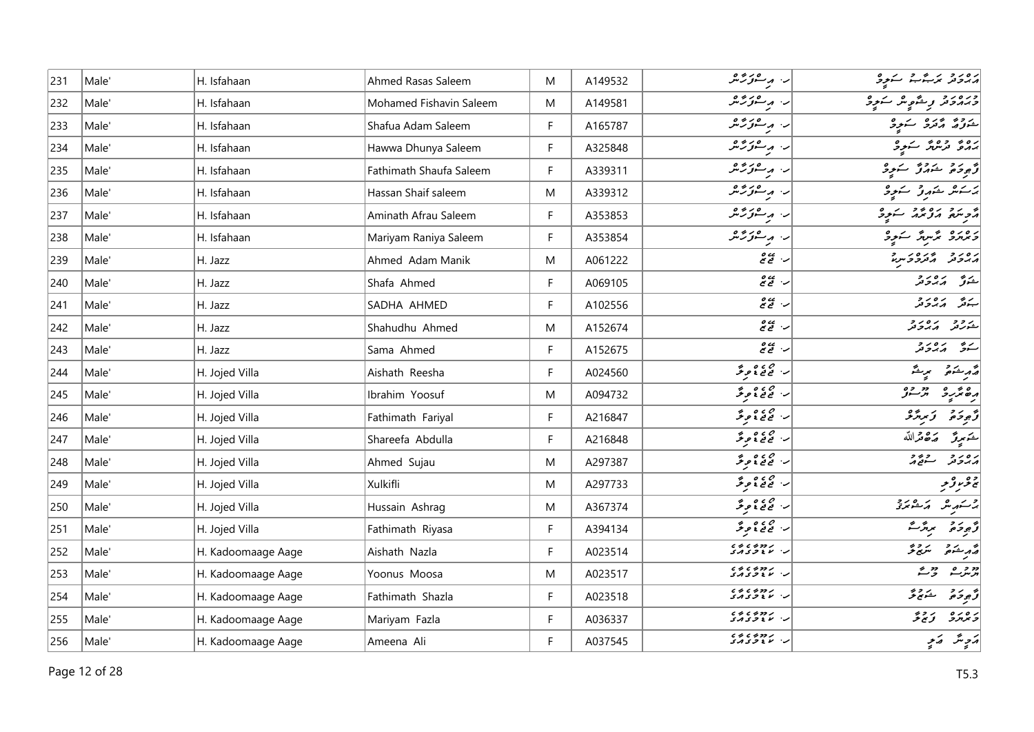| 231 | Male' | H. Isfahaan | Ahmed Rasas Saleem | M | A149532 | ހ. އިސްފަހާން | އަހްމަދު ރަސާސް ސަލީމް |
|---|---|---|---|---|---|---|---|
| 232 | Male' | H. Isfahaan | Mohamed Fishavin Saleem | M | A149581 | ހ. އިސްފަހާން | މުހައްމަދު ފިޝާވިން ސަލީމް |
| 233 | Male' | H. Isfahaan | Shafua Adam Saleem | F | A165787 | ހ. އިސްފަހާން | ޝަފުއާ އާދަމް ސަލީމް |
| 234 | Male' | H. Isfahaan | Hawwa Dhunya Saleem | F | A325848 | ހ. އިސްފަހާން | ހައްވާ ދުންޔާ ސަލީމް |
| 235 | Male' | H. Isfahaan | Fathimath Shaufa Saleem | F | A339311 | ހ. އިސްފަހާން | ފާތިމަތު ޝައުފާ ސަލީމް |
| 236 | Male' | H. Isfahaan | Hassan Shaif saleem | M | A339312 | ހ. އިސްފަހާން | ހަސަން ޝައިފު ސަލީމް |
| 237 | Male' | H. Isfahaan | Aminath Afrau Saleem | F | A353853 | ހ. އިސްފަހާން | އާމިނަތު އަފްރާއު ސަލީމް |
| 238 | Male' | H. Isfahaan | Mariyam Raniya Saleem | F | A353854 | ހ. އިސްފަހާން | މަރިޔަމް ރާނިޔާ ސަލީމް |
| 239 | Male' | H. Jazz | Ahmed Adam Manik | M | A061222 | ހ. ޖޭޒް | އަހްމަދު އާދަމްމަނިކު |
| 240 | Male' | H. Jazz | Shafa Ahmed | F | A069105 | ހ. ޖޭޒް | ޝަފާ އަހްމަދު |
| 241 | Male' | H. Jazz | SADHA AHMED | F | A102556 | ހ. ޖޭޒް | ސަދާ އަހްމަދު |
| 242 | Male' | H. Jazz | Shahudhu Ahmed | M | A152674 | ހ. ޖޭޒް | ޝަހުދު އަހްމަދު |
| 243 | Male' | H. Jazz | Sama Ahmed | F | A152675 | ހ. ޖޭޒް | ސަމާ އަހްމަދު |
| 244 | Male' | H. Jojed Villa | Aishath Reesha | F | A024560 | ހ. ޖޮޖެޑްވިލާ | އާއިޝަތު ރީޝާ |
| 245 | Male' | H. Jojed Villa | Ibrahim Yoosuf | M | A094732 | ހ. ޖޮޖެޑްވިލާ | އިބްރާހީމް ޔޫސުފް |
| 246 | Male' | H. Jojed Villa | Fathimath Fariyal | F | A216847 | ހ. ޖޮޖެޑްވިލާ | ފާތިމަތު ފަރިޔާލް |
| 247 | Male' | H. Jojed Villa | Shareefa Abdulla | F | A216848 | ހ. ޖޮޖެޑްވިލާ | ޝަރީފާ އަބްދުﷲ |
| 248 | Male' | H. Jojed Villa | Ahmed Sujau | M | A297387 | ހ. ޖޮޖެޑްވިލާ | އަހްމަދު ސުޖާއު |
| 249 | Male' | H. Jojed Villa | Xulkifli | M | A297733 | ހ. ޖޮޖެޑްވިލާ | ޛުލްކިފްލީ |
| 250 | Male' | H. Jojed Villa | Hussain Ashrag | M | A367374 | ހ. ޖޮޖެޑްވިލާ | ހުސައިން އަޝްރަގު |
| 251 | Male' | H. Jojed Villa | Fathimath Riyasa | F | A394134 | ހ. ޖޮޖެޑްވިލާ | ފާތިމަތު ރިޔާސާ |
| 252 | Male' | H. Kadoomaage Aage | Aishath Nazla | F | A023514 | ހ. ކަޑޫމާގެއާގެ | އާއިޝަތު ނަޒްލާ |
| 253 | Male' | H. Kadoomaage Aage | Yoonus Moosa | M | A023517 | ހ. ކަޑޫމާގެއާގެ | ޔޫނުސް މޫސާ |
| 254 | Male' | H. Kadoomaage Aage | Fathimath Shazla | F | A023518 | ހ. ކަޑޫމާގެއާގެ | ފާތިމަތު ޝަޒްލާ |
| 255 | Male' | H. Kadoomaage Aage | Mariyam Fazla | F | A036337 | ހ. ކަޑޫމާގެއާގެ | މަރިޔަމް ފަޒްލާ |
| 256 | Male' | H. Kadoomaage Aage | Ameena Ali | F | A037545 | ހ. ކަޑޫމާގެއާގެ | އަމީނާ އަލި |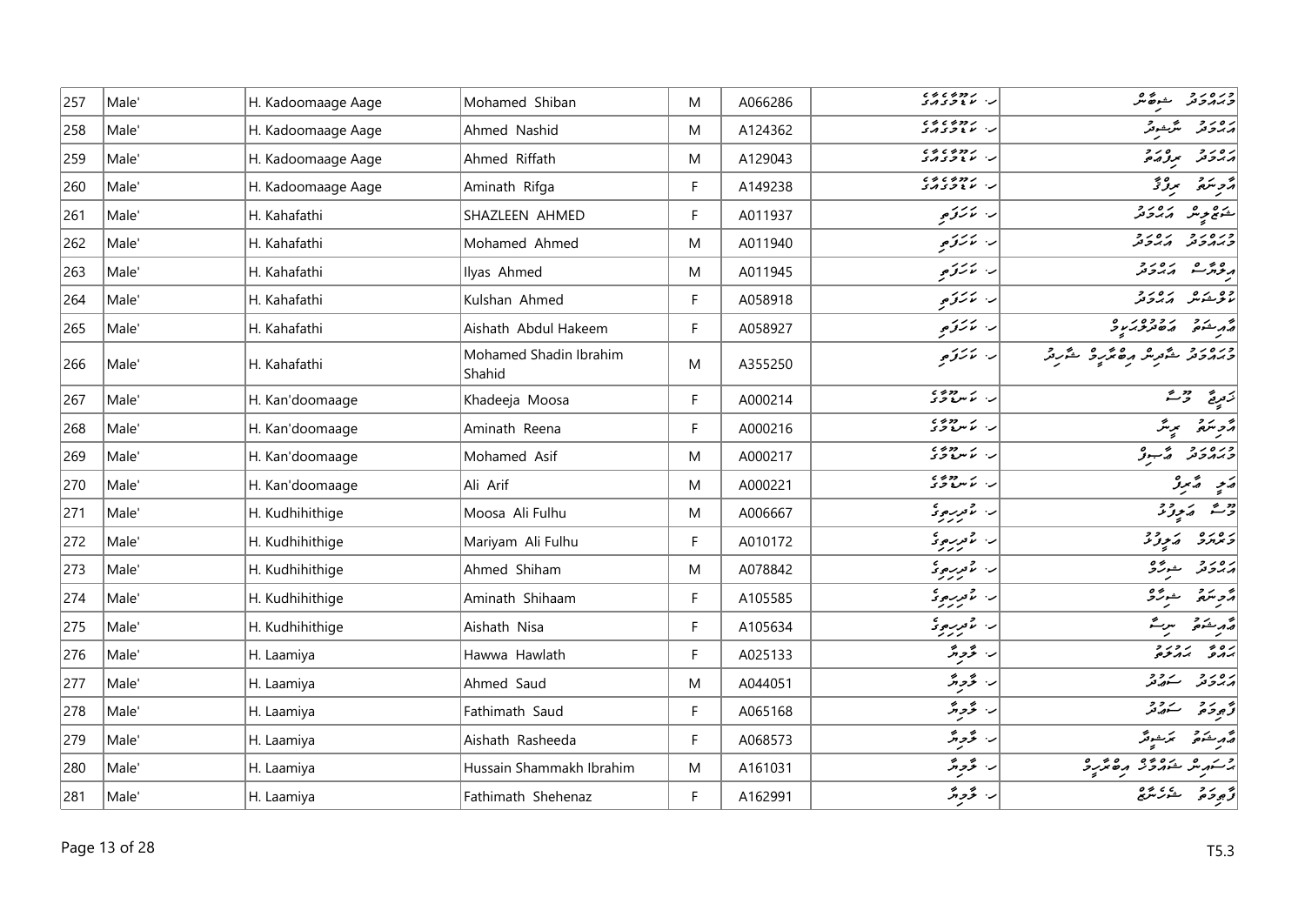| 257 | Male' | H. Kadoomaage Aage | Mohamed Shiban | M | A066286 | ހ. ކަޑޫމާގެއާގެ | މުޙައްމަދު ޝިބާން |
|---|---|---|---|---|---|---|---|
| 258 | Male' | H. Kadoomaage Aage | Ahmed Nashid | M | A124362 | ހ. ކަޑޫމާގެއާގެ | އަޙްމަދު ނާޝިދު |
| 259 | Male' | H. Kadoomaage Aage | Ahmed Riffath | M | A129043 | ހ. ކަޑޫމާގެއާގެ | އަޙްމަދު ރިފްޢަތު |
| 260 | Male' | H. Kadoomaage Aage | Aminath Rifga | F | A149238 | ހ. ކަޑޫމާގެއާގެ | އާމިނަތު ރިފްގާ |
| 261 | Male' | H. Kahafathi | SHAZLEEN AHMED | F | A011937 | ހ. ކަހަފަތި | ޝަޒްލީން އަޙްމަދު |
| 262 | Male' | H. Kahafathi | Mohamed Ahmed | M | A011940 | ހ. ކަހަފަތި | މުޙައްމަދު އަޙްމަދު |
| 263 | Male' | H. Kahafathi | Ilyas Ahmed | M | A011945 | ހ. ކަހަފަތި | އިލްޔާސް އަޙްމަދު |
| 264 | Male' | H. Kahafathi | Kulshan Ahmed | F | A058918 | ހ. ކަހަފަތި | ކުލްޝަން އަޙްމަދު |
| 265 | Male' | H. Kahafathi | Aishath Abdul Hakeem | F | A058927 | ހ. ކަހަފަތި | އާއިޝަތު އަބްދުލްޙަކީމް |
| 266 | Male' | H. Kahafathi | Mohamed Shadin Ibrahim Shahid | M | A355250 | ހ. ކަހަފަތި | މުޙައްމަދު ޝާދިން އިބްރާހީމް ޝާހިދު |
| 267 | Male' | H. Kan'doomaage | Khadeeja Moosa | F | A000214 | ހ. ކަނޑޫމާގެ | ޚަދީޖާ މޫސާ |
| 268 | Male' | H. Kan'doomaage | Aminath Reena | F | A000216 | ހ. ކަނޑޫމާގެ | އާމިނަތު ރީނާ |
| 269 | Male' | H. Kan'doomaage | Mohamed Asif | M | A000217 | ހ. ކަނޑޫމާގެ | މުޙައްމަދު އާސިފް |
| 270 | Male' | H. Kan'doomaage | Ali Arif | M | A000221 | ހ. ކަނޑޫމާގެ | ޢަލީ ޢާރިފް |
| 271 | Male' | H. Kudhihithige | Moosa Ali Fulhu | M | A006667 | ހ. ކުދިހިތިގެ | މޫސާ ޢަލީފުޅު |
| 272 | Male' | H. Kudhihithige | Mariyam Ali Fulhu | F | A010172 | ހ. ކުދިހިތިގެ | މަރިޔަމް ޢަލީފުޅު |
| 273 | Male' | H. Kudhihithige | Ahmed Shiham | M | A078842 | ހ. ކުދިހިތިގެ | އަޙްމަދު ޝިހާމް |
| 274 | Male' | H. Kudhihithige | Aminath Shihaam | F | A105585 | ހ. ކުދިހިތިގެ | އާމިނަތު ޝިހާމް |
| 275 | Male' | H. Kudhihithige | Aishath Nisa | F | A105634 | ހ. ކުދިހިތިގެ | އާއިޝަތު ނިސާ |
| 276 | Male' | H. Laamiya | Hawwa Hawlath | F | A025133 | ހ. ލާމިޔާ | ހައްވާ ހައުލަތު |
| 277 | Male' | H. Laamiya | Ahmed Saud | M | A044051 | ހ. ލާމިޔާ | އަޙްމަދު ސަޢޫދު |
| 278 | Male' | H. Laamiya | Fathimath Saud | F | A065168 | ހ. ލާމިޔާ | ފާތިމަތު ސަޢޫދު |
| 279 | Male' | H. Laamiya | Aishath Rasheeda | F | A068573 | ހ. ލާމިޔާ | އާއިޝަތު ރަޝީދާ |
| 280 | Male' | H. Laamiya | Hussain Shammakh Ibrahim | M | A161031 | ހ. ލާމިޔާ | ހުސައިން ޝައްމާޚް އިބްރާހީމް |
| 281 | Male' | H. Laamiya | Fathimath Shehenaz | F | A162991 | ހ. ލާމިޔާ | ފާތިމަތު ޝެހެނާޒް |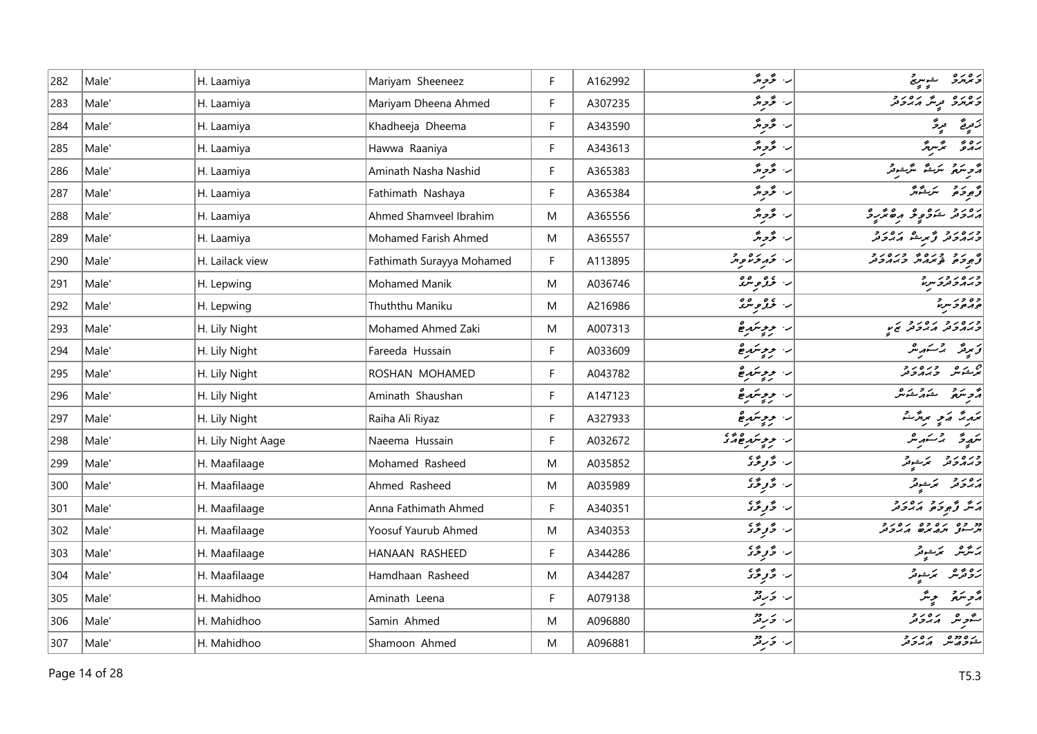| 282 | Male' | H. Laamiya | Mariyam Sheeneez | F | A162992 | ہ. گُوِیَا | مَرْيَمْ شِیْنِیْزْ |
|---|---|---|---|---|---|---|---|
| 283 | Male' | H. Laamiya | Mariyam Dheena Ahmed | F | A307235 | ہ. گُوِیَا | مَرْيَمْ دِیْنَا أَحْمَدْ |
| 284 | Male' | H. Laamiya | Khadheeja Dheema | F | A343590 | ہ. گُوِیَا | خَدِیْجَا دِیْمَا |
| 285 | Male' | H. Laamiya | Hawwa Raaniya | F | A343613 | ہ. گُوِیَا | حَوَّا رَانِیَا |
| 286 | Male' | H. Laamiya | Aminath Nasha Nashid | F | A365383 | ہ. گُوِیَا | آمِنَتْ نَشَا نَاشِدْ |
| 287 | Male' | H. Laamiya | Fathimath Nashaya | F | A365384 | ہ. گُوِیَا | فَاطِمَتْ نَشَایَا |
| 288 | Male' | H. Laamiya | Ahmed Shamveel Ibrahim | M | A365556 | ہ. گُوِیَا | أَحْمَدْ شَمْوِیْلْ إِبْرَاهِیْمْ |
| 289 | Male' | H. Laamiya | Mohamed Farish Ahmed | M | A365557 | ہ. گُوِیَا | مُحَمَّدْ فَارِشْ أَحْمَدْ |
| 290 | Male' | H. Lailack view | Fathimath Surayya Mohamed | F | A113895 | ہ. لَیْلَکْ وِیُو | فَاطِمَتْ ثُرَيَّا مُحَمَّدْ |
| 291 | Male' | H. Lepwing | Mohamed Manik | M | A036746 | ہ. لެپްوިންގް | مُحَمَّدْ مَانިކް |
| 292 | Male' | H. Lepwing | Thuththu Maniku | M | A216986 | ہ. لެپްوިންގް | ތުއްތުމަނިކު |
| 293 | Male' | H. Lily Night | Mohamed Ahmed Zaki | M | A007313 | ہ. لِلِیْنައިޓް | مُحَمَّدْ أَحْمَدْ زَکِي |
| 294 | Male' | H. Lily Night | Fareeda Hussain | F | A033609 | ہ. لِلِیْنައިޓް | فَرِیْدَا حُسَیْنْ |
| 295 | Male' | H. Lily Night | ROSHAN MOHAMED | F | A043782 | ہ. لِلِیْنައިޓް | رَوْشަން مُحَمَّدْ |
| 296 | Male' | H. Lily Night | Aminath Shaushan | F | A147123 | ہ. لِلِیْنައިޓް | آمِنَتْ شައުޝަން |
| 297 | Male' | H. Lily Night | Raiha Ali Riyaz | F | A327933 | ہ. لِلِیْنައިޓް | رައިހާ علي رِیَاضْ |
| 298 | Male' | H. Lily Night Aage | Naeema Hussain | F | A032672 | ہ. لِلِیْنައިޓްއާގެ | نَعِیْمَا حُسَیْنْ |
| 299 | Male' | H. Maafilaage | Mohamed Rasheed | M | A035852 | ހ. މާފިލާގެ | مُحَمَّدْ رَشِیْدْ |
| 300 | Male' | H. Maafilaage | Ahmed Rasheed | M | A035989 | ހ. މާފިލާގެ | أَحْمَدْ رَشِیْدْ |
| 301 | Male' | H. Maafilaage | Anna Fathimath Ahmed | F | A340351 | ހ. މާފިލާގެ | އަންނާ فَاطِمَتْ أَحْمَدْ |
| 302 | Male' | H. Maafilaage | Yoosuf Yaurub Ahmed | M | A340353 | ހ. މާފިލާގެ | يُوسُفْ يَعْرُبْ أَحْمَدْ |
| 303 | Male' | H. Maafilaage | HANAAN RASHEED | F | A344286 | ހ. މާފިލާގެ | حَنَانْ رَشِیْدْ |
| 304 | Male' | H. Maafilaage | Hamdhaan Rasheed | M | A344287 | ހ. މާފިލާގެ | حَمْدَانْ رَشِیْدْ |
| 305 | Male' | H. Mahidhoo | Aminath Leena | F | A079138 | ހ. މަހިދޫ | آمِنَتْ لِیْنَا |
| 306 | Male' | H. Mahidhoo | Samin Ahmed | M | A096880 | ހ. މަހިދޫ | ސާމިން أَحْمَدْ |
| 307 | Male' | H. Mahidhoo | Shamoon Ahmed | M | A096881 | ހ. މަހިދޫ | شَمْعُونْ أَحْمَدْ |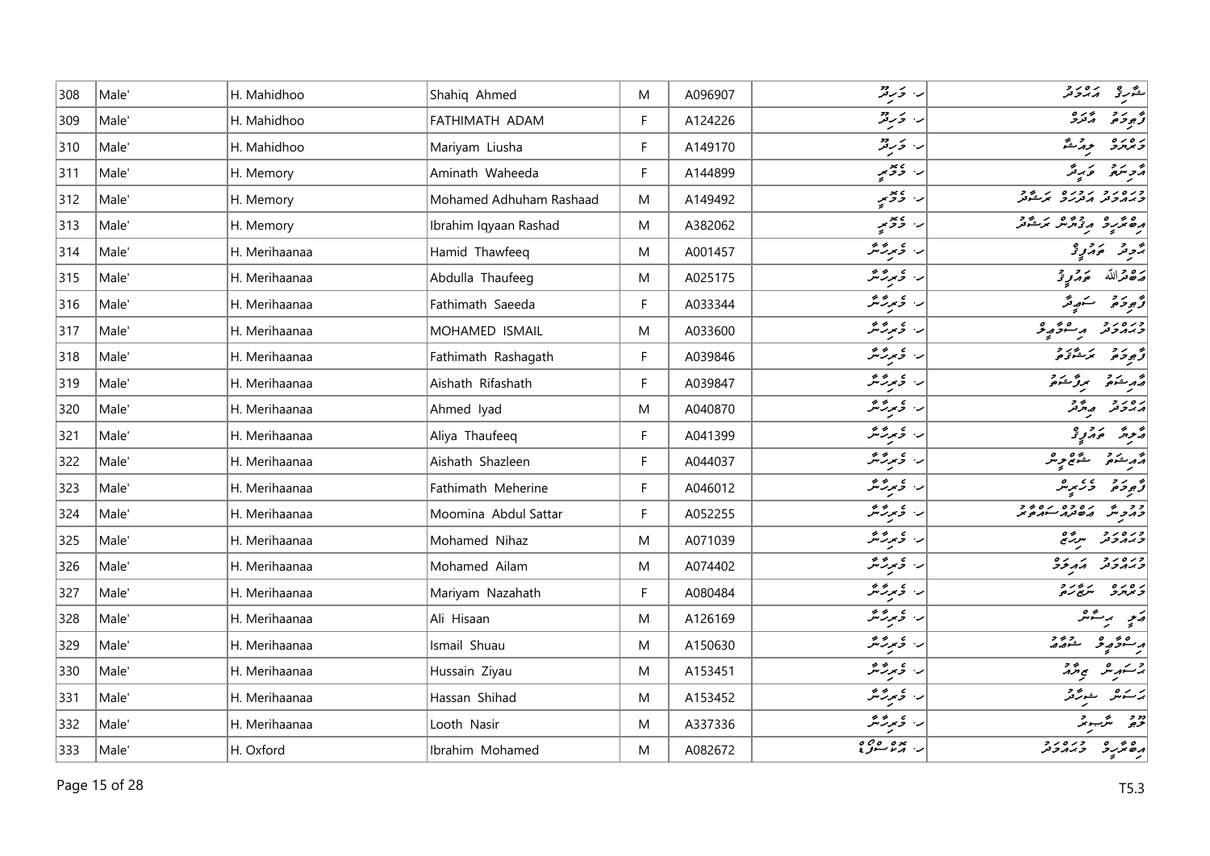| 308 | Male' | H. Mahidhoo | Shahiq Ahmed | M | A096907 | ހ. މަހިދޫ | ޝާހިޤް އަޙްމަދު |
|---|---|---|---|---|---|---|---|
| 309 | Male' | H. Mahidhoo | FATHIMATH ADAM | F | A124226 | ހ. މަހިދޫ | ފާތިމަތު އާދަމް |
| 310 | Male' | H. Mahidhoo | Mariyam Liusha | F | A149170 | ހ. މަހިދޫ | މަރިޔަމް ލިއުޝާ |
| 311 | Male' | H. Memory | Aminath Waheeda | F | A144899 | ހ. މެމޮރީ | އާމިނަތު ވަހީދާ |
| 312 | Male' | H. Memory | Mohamed Adhuham Rashaad | M | A149492 | ހ. މެމޮރީ | މުޙައްމަދު އަދުހަމް ރަޝާދު |
| 313 | Male' | H. Memory | Ibrahim Iqyaan Rashad | M | A382062 | ހ. މެމޮރީ | އިބްރާހީމް އިޤްޔާން ރަޝާދު |
| 314 | Male' | H. Merihaanaa | Hamid Thawfeeq | M | A001457 | ހ. މެރިހާނާ | ހާމިދު ތައުފީޤު |
| 315 | Male' | H. Merihaanaa | Abdulla Thaufeeg | M | A025175 | ހ. މެރިހާނާ | އަބްދުﷲ ތައުފީގު |
| 316 | Male' | H. Merihaanaa | Fathimath Saeeda | F | A033344 | ހ. މެރިހާނާ | ފާތިމަތު ސައީދާ |
| 317 | Male' | H. Merihaanaa | MOHAMED ISMAIL | M | A033600 | ހ. މެރިހާނާ | މުޙައްމަދު އިސްމާޢީލް |
| 318 | Male' | H. Merihaanaa | Fathimath Rashagath | F | A039846 | ހ. މެރިހާނާ | ފާތިމަތު ރަޝާގަތު |
| 319 | Male' | H. Merihaanaa | Aishath Rifashath | F | A039847 | ހ. މެރިހާނާ | އާއިޝަތު ރިފާޝަތު |
| 320 | Male' | H. Merihaanaa | Ahmed Iyad | M | A040870 | ހ. މެރިހާނާ | އަޙްމަދު އިޔާދު |
| 321 | Male' | H. Merihaanaa | Aliya Thaufeeq | F | A041399 | ހ. މެރިހާނާ | އާލިޔާ ތައުފީޤު |
| 322 | Male' | H. Merihaanaa | Aishath Shazleen | F | A044037 | ހ. މެރިހާނާ | އާއިޝަތު ޝާޒްލީން |
| 323 | Male' | H. Merihaanaa | Fathimath Meherine | F | A046012 | ހ. މެރިހާނާ | ފާތިމަތު މެހެރިން |
| 324 | Male' | H. Merihaanaa | Moomina Abdul Sattar | F | A052255 | ހ. މެރިހާނާ | މޫމިނާ އަބްދުލް ސައްތާރު |
| 325 | Male' | H. Merihaanaa | Mohamed Nihaz | M | A071039 | ހ. މެރިހާނާ | މުޙައްމަދު ނިހާޒް |
| 326 | Male' | H. Merihaanaa | Mohamed Ailam | M | A074402 | ހ. މެރިހާނާ | މުޙައްމަދު އައިލަމް |
| 327 | Male' | H. Merihaanaa | Mariyam Nazahath | F | A080484 | ހ. މެރިހާނާ | މަރިޔަމް ނަޒާހަތު |
| 328 | Male' | H. Merihaanaa | Ali Hisaan | M | A126169 | ހ. މެރިހާނާ | އަލީ ހިސާން |
| 329 | Male' | H. Merihaanaa | Ismail Shuau | M | A150630 | ހ. މެރިހާނާ | އިސްމާޢީލް ޝުޢާޢު |
| 330 | Male' | H. Merihaanaa | Hussain Ziyau | M | A153451 | ހ. މެރިހާނާ | ޙުސައިން ޒިޔާއު |
| 331 | Male' | H. Merihaanaa | Hassan Shihad | M | A153452 | ހ. މެރިހާނާ | ޙަސަން ޝިހާދު |
| 332 | Male' | H. Merihaanaa | Looth Nasir | M | A337336 | ހ. މެރިހާނާ | ލޫތު ނާސިރު |
| 333 | Male' | H. Oxford | Ibrahim Mohamed | M | A082672 | ހ. އޮކްސްފޯޑް | އިބްރާހީމް މުޙައްމަދު |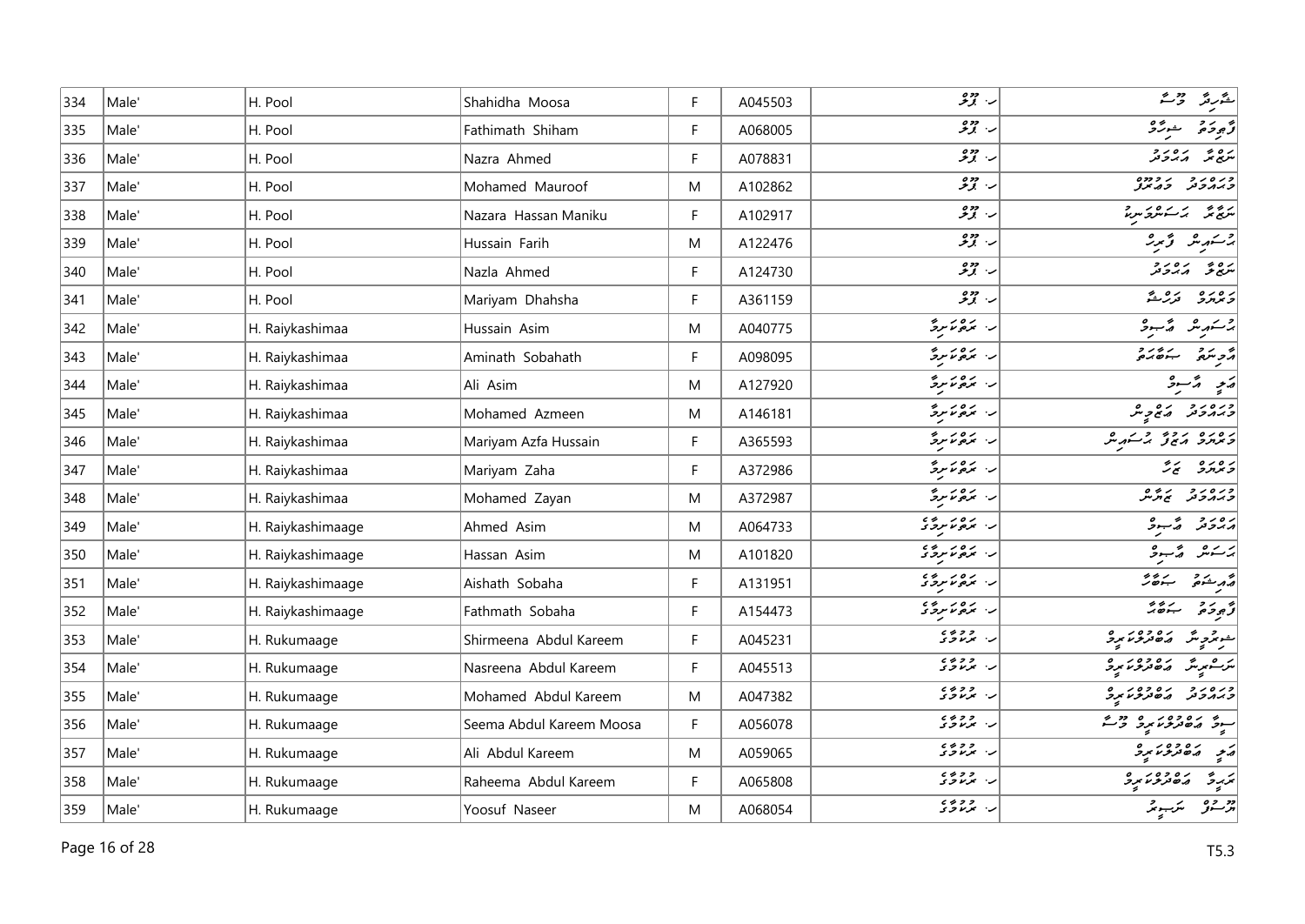| 334 | Male' | H. Pool | Shahidha Moosa | F | A045503 | ހ. ޕޫލް | ޝާހިދާ މޫސާ |
|---|---|---|---|---|---|---|---|
| 335 | Male' | H. Pool | Fathimath Shiham | F | A068005 | ހ. ޕޫލް | ފާތިމަތު ޝިހާމް |
| 336 | Male' | H. Pool | Nazra Ahmed | F | A078831 | ހ. ޕޫލް | ނަޒްރާ އަޙްމަދު |
| 337 | Male' | H. Pool | Mohamed Mauroof | M | A102862 | ހ. ޕޫލް | މުޙައްމަދު މައުރޫފް |
| 338 | Male' | H. Pool | Nazara Hassan Maniku | F | A102917 | ހ. ޕޫލް | ނަޒާރާ ހަސަންމަނިކު |
| 339 | Male' | H. Pool | Hussain Farih | M | A122476 | ހ. ޕޫލް | ޙުސައިން ފާރިހު |
| 340 | Male' | H. Pool | Nazla Ahmed | F | A124730 | ހ. ޕޫލް | ނަޒްލާ އަޙްމަދު |
| 341 | Male' | H. Pool | Mariyam Dhahsha | F | A361159 | ހ. ޕޫލް | މަރިޔަމް ދަހްޝާ |
| 342 | Male' | H. Raiykashimaa | Hussain Asim | M | A040775 | ހ. ރައްކަޝިމާ | ޙުސައިން އާސިމް |
| 343 | Male' | H. Raiykashimaa | Aminath Sobahath | F | A098095 | ހ. ރައްކަޝިމާ | އާމިނަތު ސަބާހަތު |
| 344 | Male' | H. Raiykashimaa | Ali Asim | M | A127920 | ހ. ރައްކަޝިމާ | އަލި އާސިމް |
| 345 | Male' | H. Raiykashimaa | Mohamed Azmeen | M | A146181 | ހ. ރައްކަޝިމާ | މުޙައްމަދު އަޒްމީން |
| 346 | Male' | H. Raiykashimaa | Mariyam Azfa Hussain | F | A365593 | ހ. ރައްކަޝިމާ | މަރިޔަމް އަޒްފާ ޙުސައިން |
| 347 | Male' | H. Raiykashimaa | Mariyam Zaha | F | A372986 | ހ. ރައްކަޝިމާ | މަރިޔަމް ޒަހާ |
| 348 | Male' | H. Raiykashimaa | Mohamed Zayan | M | A372987 | ހ. ރައްކަޝިމާ | މުޙައްމަދު ޒަޔާން |
| 349 | Male' | H. Raiykashimaage | Ahmed Asim | M | A064733 | ހ. ރައްކަޝިމާގެ | އަޙްމަދު އާސިމް |
| 350 | Male' | H. Raiykashimaage | Hassan Asim | M | A101820 | ހ. ރައްކަޝިމާގެ | ހަސަން އާސިމް |
| 351 | Male' | H. Raiykashimaage | Aishath Sobaha | F | A131951 | ހ. ރައްކަޝިމާގެ | އައިޝަތު ސަބާހާ |
| 352 | Male' | H. Raiykashimaage | Fathmath Sobaha | F | A154473 | ހ. ރައްކަޝިމާގެ | ފާތިމަތު ސަބާހާ |
| 353 | Male' | H. Rukumaage | Shirmeena Abdul Kareem | F | A045231 | ހ. ރުކުމާގެ | ޝިރްމީނާ އަބްދުލްކަރީމް |
| 354 | Male' | H. Rukumaage | Nasreena Abdul Kareem | F | A045513 | ހ. ރުކުމާގެ | ނަސްރީނާ އަބްދުލްކަރީމް |
| 355 | Male' | H. Rukumaage | Mohamed Abdul Kareem | M | A047382 | ހ. ރުކުމާގެ | މުޙައްމަދު އަބްދުލްކަރީމް |
| 356 | Male' | H. Rukumaage | Seema Abdul Kareem Moosa | F | A056078 | ހ. ރުކުމާގެ | ސީމާ އަބްދުލްކަރީމް މޫސާ |
| 357 | Male' | H. Rukumaage | Ali Abdul Kareem | M | A059065 | ހ. ރުކުމާގެ | އަލި އަބްދުލްކަރީމް |
| 358 | Male' | H. Rukumaage | Raheema Abdul Kareem | F | A065808 | ހ. ރުކުމާގެ | ރަހީމާ އަބްދުލްކަރީމް |
| 359 | Male' | H. Rukumaage | Yoosuf Naseer | M | A068054 | ހ. ރުކުމާގެ | ޔޫސުފް ނަސީރު |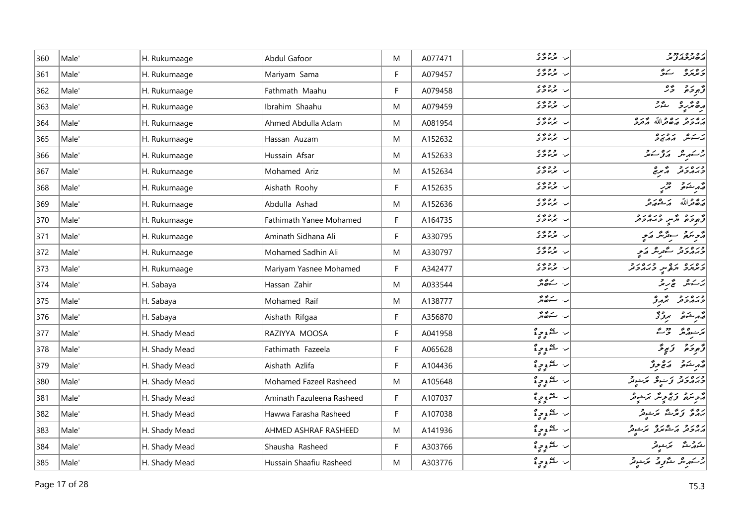| 360 | Male' | H. Rukumaage | Abdul Gafoor | M | A077471 | ހ. ރުކުމާގެ | އަބްދުލްޣަފޫރު |
|---|---|---|---|---|---|---|---|
| 361 | Male' | H. Rukumaage | Mariyam Sama | F | A079457 | ހ. ރުކުމާގެ | މަރިޔަމް ސަމާ |
| 362 | Male' | H. Rukumaage | Fathmath Maahu | F | A079458 | ހ. ރުކުމާގެ | ފާތިމަތު މާހު |
| 363 | Male' | H. Rukumaage | Ibrahim Shaahu | M | A079459 | ހ. ރުކުމާގެ | އިބްރާހީމް ޝާހު |
| 364 | Male' | H. Rukumaage | Ahmed Abdulla Adam | M | A081954 | ހ. ރުކުމާގެ | އަޙްމަދު އަބްދުﷲ އާދަމް |
| 365 | Male' | H. Rukumaage | Hassan Auzam | M | A152632 | ހ. ރުކުމާގެ | ހަސަން އައުޒަމް |
| 366 | Male' | H. Rukumaage | Hussain Afsar | M | A152633 | ހ. ރުކުމާގެ | ހުސައިން އަފްސަރު |
| 367 | Male' | H. Rukumaage | Mohamed Ariz | M | A152634 | ހ. ރުކުމާގެ | މުޙައްމަދު އާރިޒް |
| 368 | Male' | H. Rukumaage | Aishath Roohy | F | A152635 | ހ. ރުކުމާގެ | އާއިޝަތު ރޫހީ |
| 369 | Male' | H. Rukumaage | Abdulla Ashad | M | A152636 | ހ. ރުކުމާގެ | އަބްދުﷲ އަޝްޢަދު |
| 370 | Male' | H. Rukumaage | Fathimath Yanee Mohamed | F | A164735 | ހ. ރުކުމާގެ | ފާތިމަތު ޔާނީ މުޙައްމަދު |
| 371 | Male' | H. Rukumaage | Aminath Sidhana Ali | F | A330795 | ހ. ރުކުމާގެ | އާމިނަތު ސިދްރާނާ އަލި |
| 372 | Male' | H. Rukumaage | Mohamed Sadhin Ali | M | A330797 | ހ. ރުކުމާގެ | މުޙައްމަދު ސާދިން އަލި |
| 373 | Male' | H. Rukumaage | Mariyam Yasnee Mohamed | F | A342477 | ހ. ރުކުމާގެ | މަރިޔަމް ޔަސްނީ މުޙައްމަދު |
| 374 | Male' | H. Sabaya | Hassan Zahir | M | A033544 | ހ. ސަބާޔާ | ހަސަން ޒާހިރު |
| 375 | Male' | H. Sabaya | Mohamed Raif | M | A138777 | ހ. ސަބާޔާ | މުޙައްމަދު ރާއިފް |
| 376 | Male' | H. Sabaya | Aishath Rifgaa | F | A356870 | ހ. ސަބާޔާ | އާއިޝަތު ރިފްގާ |
| 377 | Male' | H. Shady Mead | RAZIYYA MOOSA | F | A041958 | ހ. ޝޭޑީމިޑް | ރަޒިއްޔާ މޫސާ |
| 378 | Male' | H. Shady Mead | Fathimath Fazeela | F | A065628 | ހ. ޝޭޑީމިޑް | ފާތިމަތު ފަޟީލާ |
| 379 | Male' | H. Shady Mead | Aishath Azlifa | F | A104436 | ހ. ޝޭޑީމިޑް | އާއިޝަތު އަޒްލިފާ |
| 380 | Male' | H. Shady Mead | Mohamed Fazeel Rasheed | M | A105648 | ހ. ޝޭޑީމިޑް | މުޙައްމަދު ފަޟީލް ރަޝީދު |
| 381 | Male' | H. Shady Mead | Aminath Fazuleena Rasheed | F | A107037 | ހ. ޝޭޑީމިޑް | އާމިނަތު ފަޒްލީނާ ރަޝީދު |
| 382 | Male' | H. Shady Mead | Hawwa Farasha Rasheed | F | A107038 | ހ. ޝޭޑީމިޑް | ހައްވާ ފަރާޝާ ރަޝީދު |
| 383 | Male' | H. Shady Mead | AHMED ASHRAF RASHEED | M | A141936 | ހ. ޝޭޑީމިޑް | އަޙްމަދު އަޝްރަފް ރަޝީދު |
| 384 | Male' | H. Shady Mead | Shausha Rasheed | F | A303766 | ހ. ޝޭޑީމިޑް | ޝައުޝާ ރަޝީދު |
| 385 | Male' | H. Shady Mead | Hussain Shaafiu Rasheed | M | A303776 | ހ. ޝޭޑީމިޑް | ހުސައިން ޝާފިއު ރަޝީދު |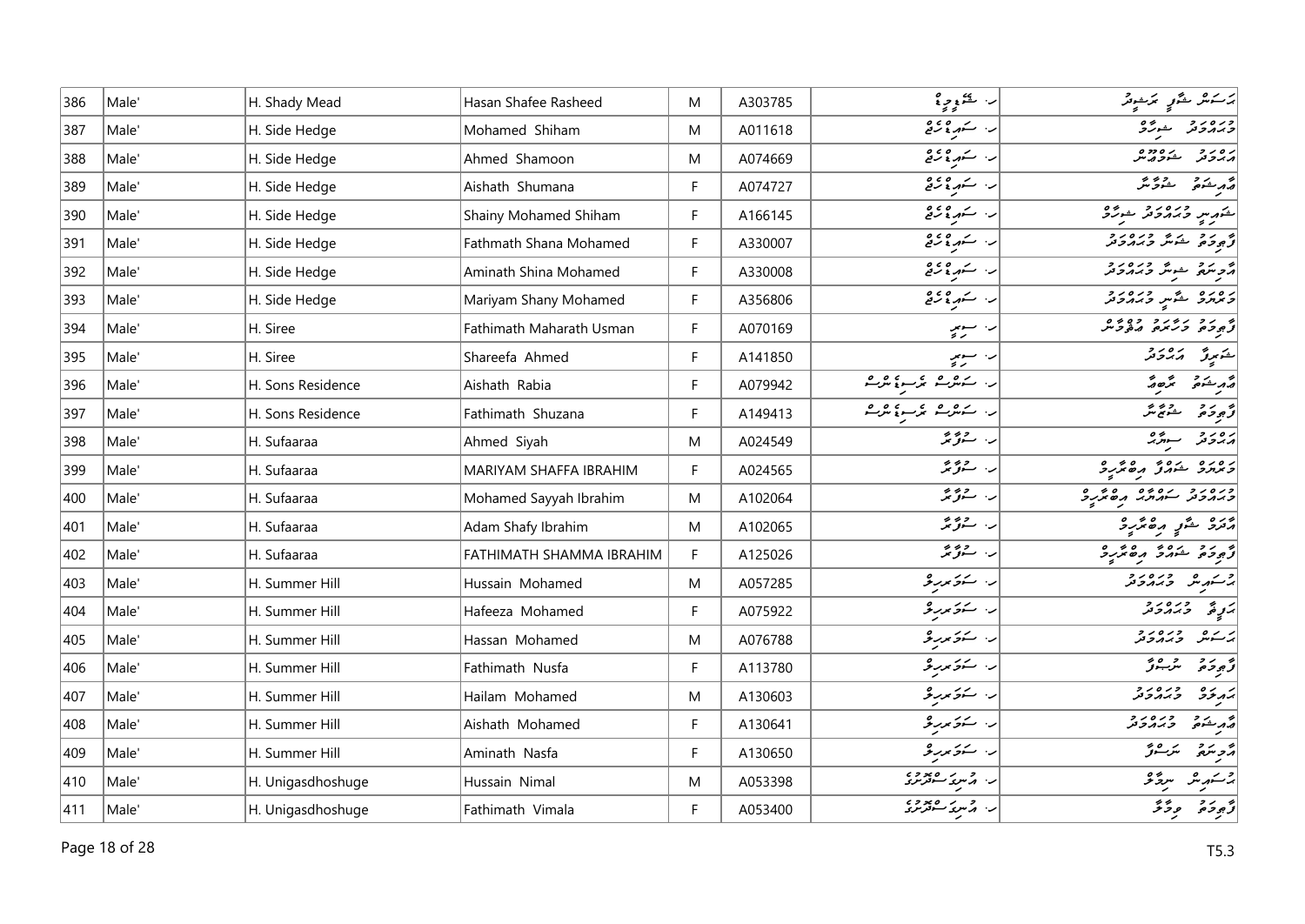| 386 | Male' | H. Shady Mead | Hasan Shafee Rasheed | M | A303785 | ހ. ށޭޑީ މީޑް | ހަސަން ޝާފީ ރަޝީދު |
|---|---|---|---|---|---|---|---|
| 387 | Male' | H. Side Hedge | Mohamed Shiham | M | A011618 | ހ. ސައިޑް ހެޖް | މުހައްމަދު ޝިހާމް |
| 388 | Male' | H. Side Hedge | Ahmed Shamoon | M | A074669 | ހ. ސައިޑް ހެޖް | އަޙްމަދު ޝަމްޢޫން |
| 389 | Male' | H. Side Hedge | Aishath Shumana | F | A074727 | ހ. ސައިޑް ހެޖް | އައިޝަތު ޝުމާނާ |
| 390 | Male' | H. Side Hedge | Shainy Mohamed Shiham | F | A166145 | ހ. ސައިޑް ހެޖް | ޝައިނީ މުހައްމަދު ޝިހާމް |
| 391 | Male' | H. Side Hedge | Fathmath Shana Mohamed | F | A330007 | ހ. ސައިޑް ހެޖް | ފާތިމަތު ޝަނާ މުހައްމަދު |
| 392 | Male' | H. Side Hedge | Aminath Shina Mohamed | F | A330008 | ހ. ސައިޑް ހެޖް | އާމިނަތު ޝިނާ މުހައްމަދު |
| 393 | Male' | H. Side Hedge | Mariyam Shany Mohamed | F | A356806 | ހ. ސައިޑް ހެޖް | މަރިޔަމް ޝާނީ މުހައްމަދު |
| 394 | Male' | H. Siree | Fathimath Maharath Usman | F | A070169 | ހ. ސިރީ | ފާތިމަތު މަހާރަތު ޢުސްމާން |
| 395 | Male' | H. Siree | Shareefa Ahmed | F | A141850 | ހ. ސިރީ | ޝަރީފާ އަޙްމަދު |
| 396 | Male' | H. Sons Residence | Aishath Rabia | F | A079942 | ހ. ސަންސް ރެސިޑެންސް | އައިޝަތު ރާބިޔާ |
| 397 | Male' | H. Sons Residence | Fathimath Shuzana | F | A149413 | ހ. ސަންސް ރެސިޑެންސް | ފާތިމަތު ޝުޒާނާ |
| 398 | Male' | H. Sufaaraa | Ahmed Siyah | M | A024549 | ހ. ސުފާރާ | އަޙްމަދު ސިޔާޙް |
| 399 | Male' | H. Sufaaraa | MARIYAM SHAFFA IBRAHIM | F | A024565 | ހ. ސުފާރާ | މަރިޔަމް ޝައްފާ އިބްރާހީމް |
| 400 | Male' | H. Sufaaraa | Mohamed Sayyah Ibrahim | M | A102064 | ހ. ސުފާރާ | މުހައްމަދު ސައްޔާޙް އިބްރާހީމް |
| 401 | Male' | H. Sufaaraa | Adam Shafy Ibrahim | M | A102065 | ހ. ސުފާރާ | އާދަމް ޝާފީ އިބްރާހީމް |
| 402 | Male' | H. Sufaaraa | FATHIMATH SHAMMA IBRAHIM | F | A125026 | ހ. ސުފާރާ | ފާތިމަތު ޝައްމާ އިބްރާހީމް |
| 403 | Male' | H. Summer Hill | Hussain Mohamed | M | A057285 | ހ. ސަމަރހިލް | ހުސައިން މުހައްމަދު |
| 404 | Male' | H. Summer Hill | Hafeeza Mohamed | F | A075922 | ހ. ސަމަރހިލް | ހަފީޒާ މުހައްމަދު |
| 405 | Male' | H. Summer Hill | Hassan Mohamed | M | A076788 | ހ. ސަމަރހިލް | ހަސަން މުހައްމަދު |
| 406 | Male' | H. Summer Hill | Fathimath Nusfa | F | A113780 | ހ. ސަމަރހިލް | ފާތިމަތު ނުސްފާ |
| 407 | Male' | H. Summer Hill | Hailam Mohamed | M | A130603 | ހ. ސަމަރހިލް | ހައިލަމް މުހައްމަދު |
| 408 | Male' | H. Summer Hill | Aishath Mohamed | F | A130641 | ހ. ސަމަރހިލް | އައިޝަތު މުހައްމަދު |
| 409 | Male' | H. Summer Hill | Aminath Nasfa | F | A130650 | ހ. ސަމަރހިލް | އާމިނަތު ނަސްފާ |
| 410 | Male' | H. Unigasdhoshuge | Hussain Nimal | M | A053398 | ހ. އުނިގަސްދޮށުގެ | ހުސައިން ނިމާލް |
| 411 | Male' | H. Unigasdhoshuge | Fathimath Vimala | F | A053400 | ހ. އުނިގަސްދޮށުގެ | ފާތިމަތު ވިމާލާ |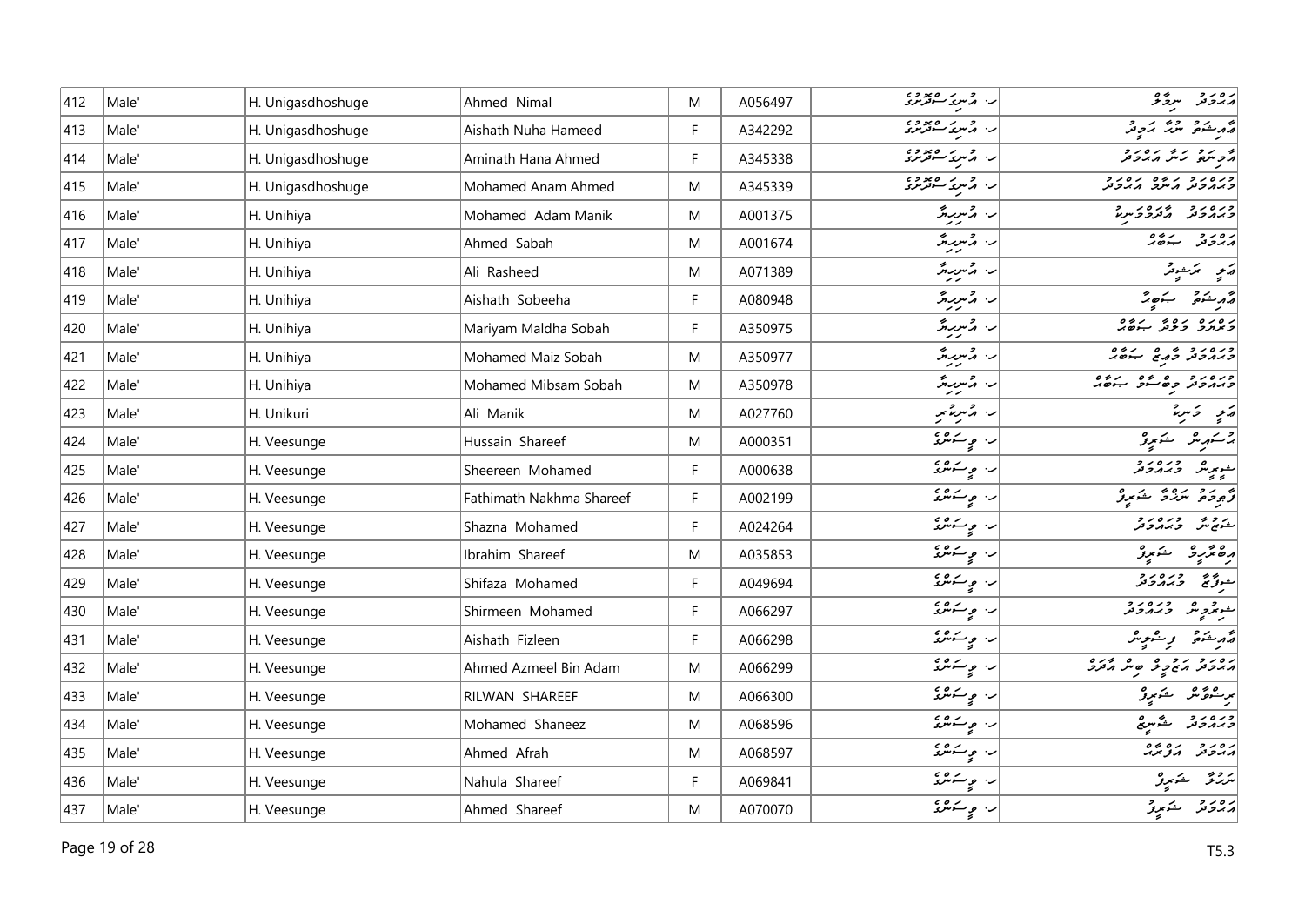| 412 | Male' | H. Unigasdhoshuge | Ahmed Nimal | M | A056497 | ހ. އުނިގަސްދޮށުގެ | އަޙްމަދު ނިމާލް |
|---|---|---|---|---|---|---|---|
| 413 | Male' | H. Unigasdhoshuge | Aishath Nuha Hameed | F | A342292 | ހ. އުނިގަސްދޮށުގެ | އާއިޝަތު ނުހާ ހަމީދު |
| 414 | Male' | H. Unigasdhoshuge | Aminath Hana Ahmed | F | A345338 | ހ. އުނިގަސްދޮށުގެ | އާމިނަތު ހަނާ އަޙްމަދު |
| 415 | Male' | H. Unigasdhoshuge | Mohamed Anam Ahmed | M | A345339 | ހ. އުނިގަސްދޮށުގެ | މުޙައްމަދު އަނާމް އަޙްމަދު |
| 416 | Male' | H. Unihiya | Mohamed Adam Manik | M | A001375 | ހ. އުނިހިޔާ | މުޙައްމަދު އާދަމް މަނިކު |
| 417 | Male' | H. Unihiya | Ahmed Sabah | M | A001674 | ހ. އުނިހިޔާ | އަޙްމަދު ސަބާހް |
| 418 | Male' | H. Unihiya | Ali Rasheed | M | A071389 | ހ. އުނިހިޔާ | އަލި ރަޝީދު |
| 419 | Male' | H. Unihiya | Aishath Sobeeha | F | A080948 | ހ. އުނިހިޔާ | އާއިޝަތު ސަބީޙާ |
| 420 | Male' | H. Unihiya | Mariyam Maldha Sobah | F | A350975 | ހ. އުނިހިޔާ | މަރިޔަމް މަލްދާ ސަބާހް |
| 421 | Male' | H. Unihiya | Mohamed Maiz Sobah | M | A350977 | ހ. އުނިހިޔާ | މުޙައްމަދު މާއިޒް ސަބާހް |
| 422 | Male' | H. Unihiya | Mohamed Mibsam Sobah | M | A350978 | ހ. އުނިހިޔާ | މުޙައްމަދު މިބްސާމް ސަބާހް |
| 423 | Male' | H. Unikuri | Ali Manik | M | A027760 | ހ. އުނިކުރި | އަލި މަނިކު |
| 424 | Male' | H. Veesunge | Hussain Shareef | M | A000351 | ހ. ވީސުންގެ | ހުސައިން ޝަރީފް |
| 425 | Male' | H. Veesunge | Sheereen Mohamed | F | A000638 | ހ. ވީސުންގެ | ޝީރީން މުޙައްމަދު |
| 426 | Male' | H. Veesunge | Fathimath Nakhma Shareef | F | A002199 | ހ. ވީސުންގެ | ފާތިމަތު ނަޚްމާ ޝަރީފް |
| 427 | Male' | H. Veesunge | Shazna Mohamed | F | A024264 | ހ. ވީސުންގެ | ޝަޒްނާ މުޙައްމަދު |
| 428 | Male' | H. Veesunge | Ibrahim Shareef | M | A035853 | ހ. ވީސުންގެ | އިބްރާހީމް ޝަރީފް |
| 429 | Male' | H. Veesunge | Shifaza Mohamed | F | A049694 | ހ. ވީސުންގެ | ޝިފާޒާ މުޙައްމަދު |
| 430 | Male' | H. Veesunge | Shirmeen Mohamed | F | A066297 | ހ. ވީސުންގެ | ޝިރުމީން މުޙައްމަދު |
| 431 | Male' | H. Veesunge | Aishath Fizleen | F | A066298 | ހ. ވީސުންގެ | އާއިޝަތު ފިޒްލީން |
| 432 | Male' | H. Veesunge | Ahmed Azmeel Bin Adam | M | A066299 | ހ. ވީސުންގެ | އަޙްމަދު އަޒްމީލް ބިން އާދަމް |
| 433 | Male' | H. Veesunge | RILWAN SHAREEF | M | A066300 | ހ. ވީސުންގެ | ރިލްވާން ޝަރީފް |
| 434 | Male' | H. Veesunge | Mohamed Shaneez | M | A068596 | ހ. ވީސުންގެ | މުޙައްމަދު ޝާނީޒް |
| 435 | Male' | H. Veesunge | Ahmed Afrah | M | A068597 | ހ. ވީސުންގެ | އަޙްމަދު އަފްރާހް |
| 436 | Male' | H. Veesunge | Nahula Shareef | F | A069841 | ހ. ވީސުންގެ | ނަހުލާ ޝަރީފް |
| 437 | Male' | H. Veesunge | Ahmed Shareef | M | A070070 | ހ. ވީސުންގެ | އަޙްމަދު ޝަރީފް |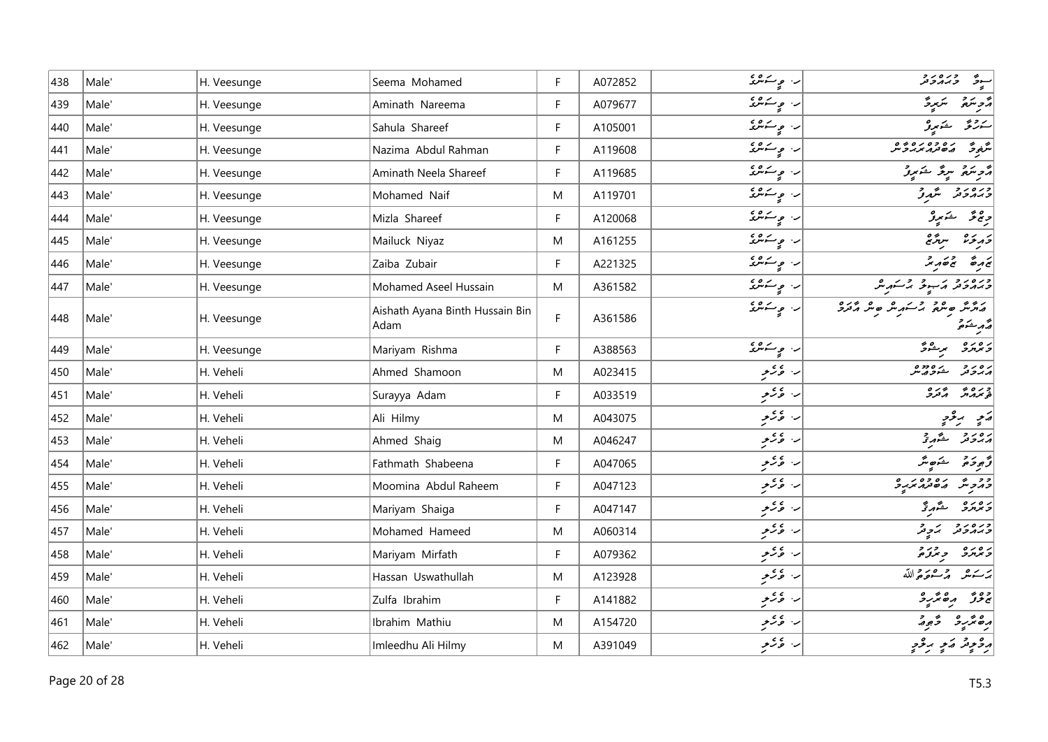| 438 | Male' | H. Veesunge | Seema Mohamed | F | A072852 | ހ. ވީސަންގެ | ސީމާ މުހައްމަދު |
|---|---|---|---|---|---|---|---|
| 439 | Male' | H. Veesunge | Aminath Nareema | F | A079677 | ހ. ވީސަންގެ | އާމިނަތު ނަރީމާ |
| 440 | Male' | H. Veesunge | Sahula Shareef | F | A105001 | ހ. ވީސަންގެ | ސަހުލާ ޝަރީފު |
| 441 | Male' | H. Veesunge | Nazima Abdul Rahman | F | A119608 | ހ. ވީސަންގެ | ނާޒިމާ އަބްދުއްރަޙްމާން |
| 442 | Male' | H. Veesunge | Aminath Neela Shareef | F | A119685 | ހ. ވީސަންގެ | އާމިނަތު ނީލާ ޝަރީފު |
| 443 | Male' | H. Veesunge | Mohamed Naif | M | A119701 | ހ. ވީސަންގެ | މުހައްމަދު ނާއިފު |
| 444 | Male' | H. Veesunge | Mizla Shareef | F | A120068 | ހ. ވީސަންގެ | މިޒްލާ ޝަރީފު |
| 445 | Male' | H. Veesunge | Mailuck Niyaz | M | A161255 | ހ. ވީސަންގެ | މައިލަކް ނިޔާޒް |
| 446 | Male' | H. Veesunge | Zaiba Zubair | F | A221325 | ހ. ވީސަންގެ | ޒައިބާ ޒުބައިރު |
| 447 | Male' | H. Veesunge | Mohamed Aseel Hussain | M | A361582 | ހ. ވީސަންގެ | މުހައްމަދު އަސީލް ހުސައިން |
| 448 | Male' | H. Veesunge | Aishath Ayana Binth Hussain Bin Adam | F | A361586 | ހ. ވީސަންގެ | އައިޝަތު އަޔާނާ ބިންތު ހުސައިން ބިން އާދަމް |
| 449 | Male' | H. Veesunge | Mariyam Rishma | F | A388563 | ހ. ވީސަންގެ | މަރިޔަމް ރިޝްމާ |
| 450 | Male' | H. Veheli | Ahmed Shamoon | M | A023415 | ހ. ވެހެލި | އަޙްމަދު ޝަމޫން |
| 451 | Male' | H. Veheli | Surayya Adam | F | A033519 | ހ. ވެހެލި | ޘުރައްޔާ އާދަމް |
| 452 | Male' | H. Veheli | Ali Hilmy | M | A043075 | ހ. ވެހެލި | އަލި ހިލްމީ |
| 453 | Male' | H. Veheli | Ahmed Shaig | M | A046247 | ހ. ވެހެލި | އަޙްމަދު ޝާއިގު |
| 454 | Male' | H. Veheli | Fathmath Shabeena | F | A047065 | ހ. ވެހެލި | ފާތިމަތު ޝަބީނާ |
| 455 | Male' | H. Veheli | Moomina Abdul Raheem | F | A047123 | ހ. ވެހެލި | މޫމިނާ އަބްދުއްރަޙީމް |
| 456 | Male' | H. Veheli | Mariyam Shaiga | F | A047147 | ހ. ވެހެލި | މަރިޔަމް ޝާއިގާ |
| 457 | Male' | H. Veheli | Mohamed Hameed | M | A060314 | ހ. ވެހެލި | މުހައްމަދު ހަމީދު |
| 458 | Male' | H. Veheli | Mariyam Mirfath | F | A079362 | ހ. ވެހެލި | މަރިޔަމް މިރްފަތު |
| 459 | Male' | H. Veheli | Hassan Uswathullah | M | A123928 | ހ. ވެހެލި | ހަސަން އުސްވަތުﷲ |
| 460 | Male' | H. Veheli | Zulfa Ibrahim | F | A141882 | ހ. ވެހެލި | ޒުލްފާ އިބްރާހީމް |
| 461 | Male' | H. Veheli | Ibrahim Mathiu | M | A154720 | ހ. ވެހެލި | އިބްރާހީމް މާތިއު |
| 462 | Male' | H. Veheli | Imleedhu Ali Hilmy | M | A391049 | ހ. ވެހެލި | އިމްލީދު އަލި ހިލްމީ |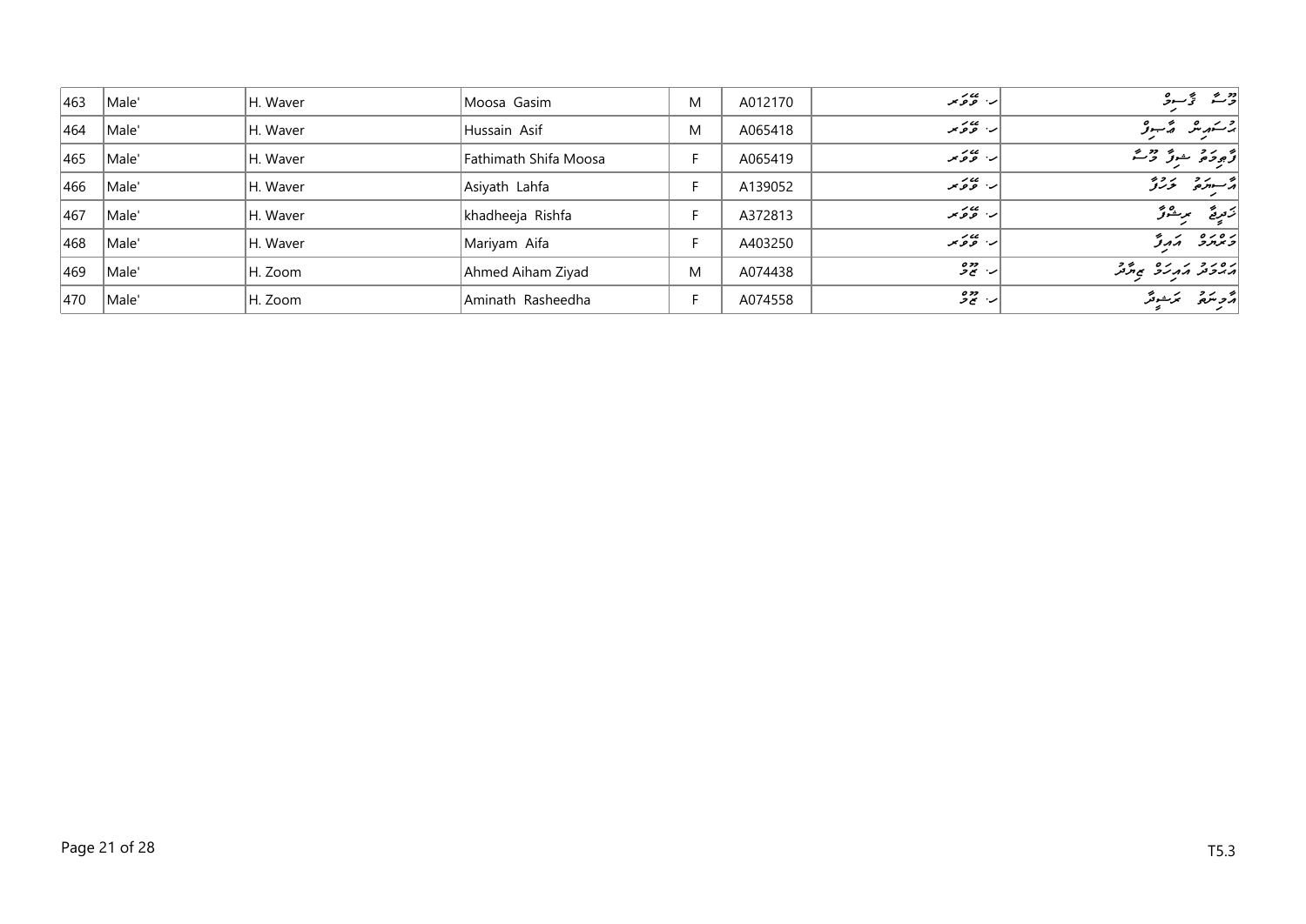| 463 | Male' | H. Waver | Moosa Gasim | M | A012170 | ހ. ވޭވަރ | މޫސާ ޤާސިމް |
|---|---|---|---|---|---|---|---|
| 464 | Male' | H. Waver | Hussain Asif | M | A065418 | ހ. ވޭވަރ | ޙުސައިން އާސިފް |
| 465 | Male' | H. Waver | Fathimath Shifa Moosa | F | A065419 | ހ. ވޭވަރ | ފާތިމަތު ޝިފާ މޫސާ |
| 466 | Male' | H. Waver | Asiyath Lahfa | F | A139052 | ހ. ވޭވަރ | އާސިޔަތު ލަހުފާ |
| 467 | Male' | H. Waver | khadheeja Rishfa | F | A372813 | ހ. ވޭވަރ | ޚަދީޖާ ރިޝްފާ |
| 468 | Male' | H. Waver | Mariyam Aifa | F | A403250 | ހ. ވޭވަރ | މަރިޔަމް އައިފާ |
| 469 | Male' | H. Zoom | Ahmed Aiham Ziyad | M | A074438 | ހ. ޒޫމް | އަޙްމަދު އައިހަމް ޒިޔާދު |
| 470 | Male' | H. Zoom | Aminath Rasheedha | F | A074558 | ހ. ޒޫމް | އާމިނަތު ރަޝީދާ |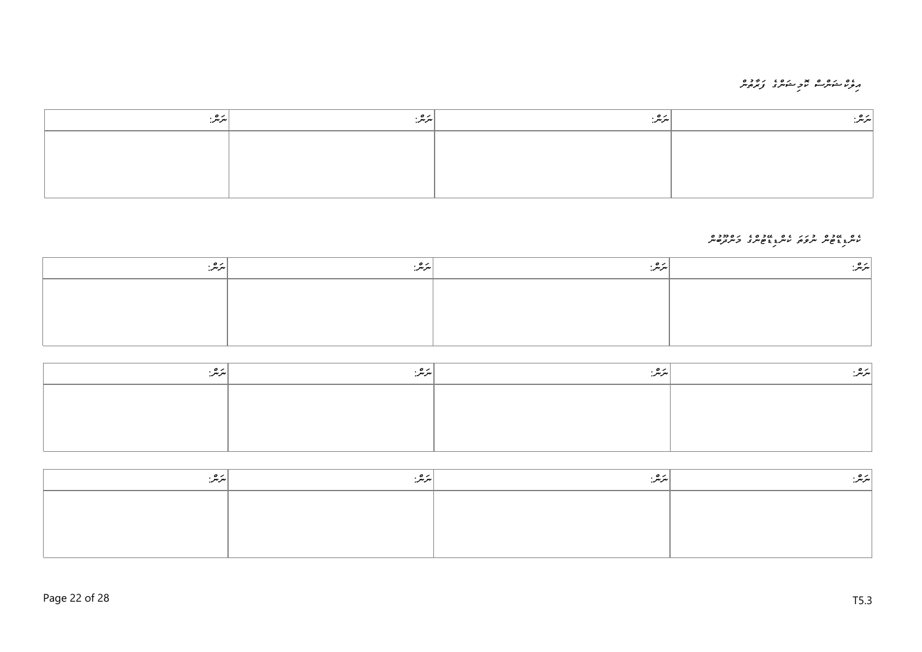## ޝަރުޢީ ޝަހާދަތް ދޭ ފަރާތް

| ނަން: | ނަން: | ނަން: | ނަން: |
|---|---|---|---|
| | | | |

## ކޯޓުގައި ނިޔާކުރި ދަޢުވާ އަދި ނަޒަރު

| ނަން: | ނަން: | ނަން: | ނަން: |
|---|---|---|---|
| | | | |

| ނަން: | ނަން: | ނަން: | ނަން: |
|---|---|---|---|
| | | | |

| ނަން: | ނަން: | ނަން: | ނަން: |
|---|---|---|---|
| | | | |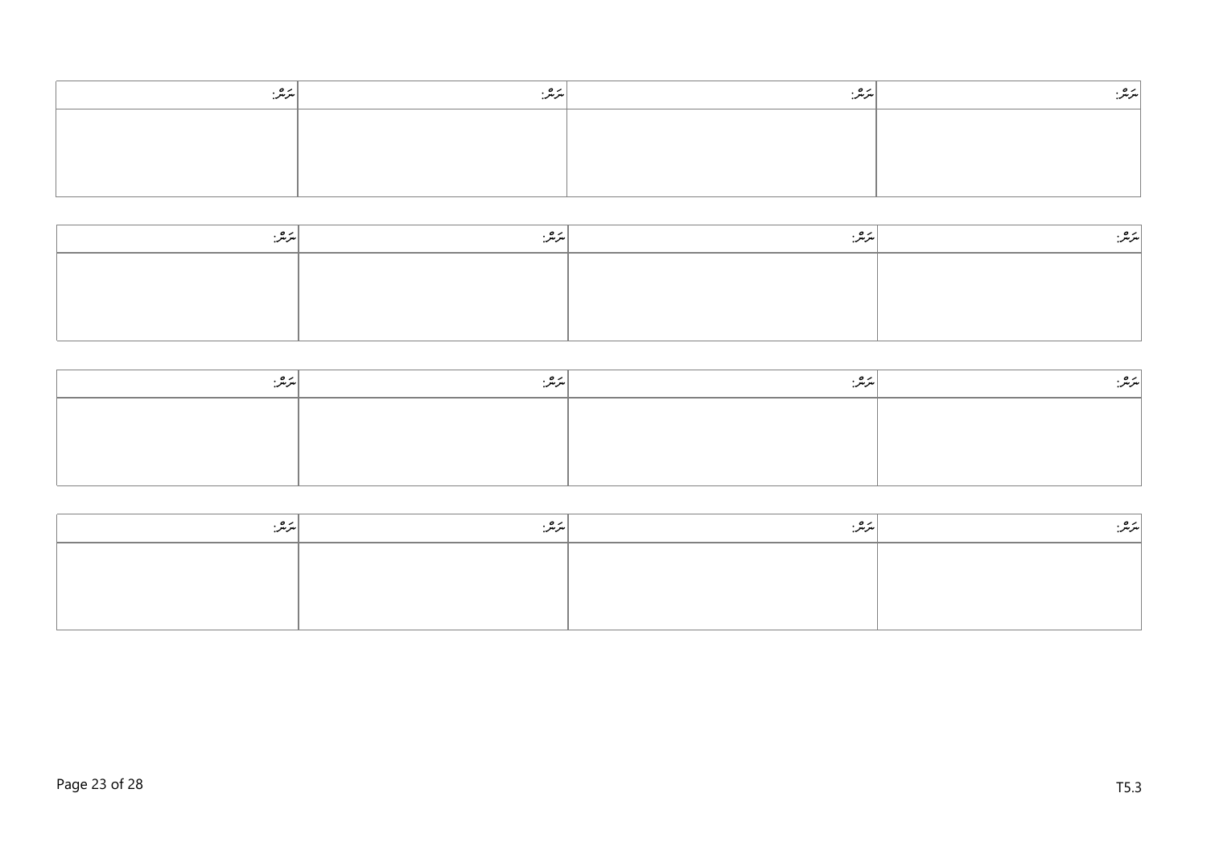| ނަރަދ: | ނަރަދ: | ނަރަދ: | ނަރަދ: |
| --- | --- | --- | --- |
| | | | |

| ނަރަދ: | ނަރަދ: | ނަރަދ: | ނަރަދ: |
| --- | --- | --- | --- |
| | | | |

| ނަރަދ: | ނަރަދ: | ނަރަދ: | ނަރަދ: |
| --- | --- | --- | --- |
| | | | |

| ނަރަދ: | ނަރަދ: | ނަރަދ: | ނަރަދ: |
| --- | --- | --- | --- |
| | | | |

T5.3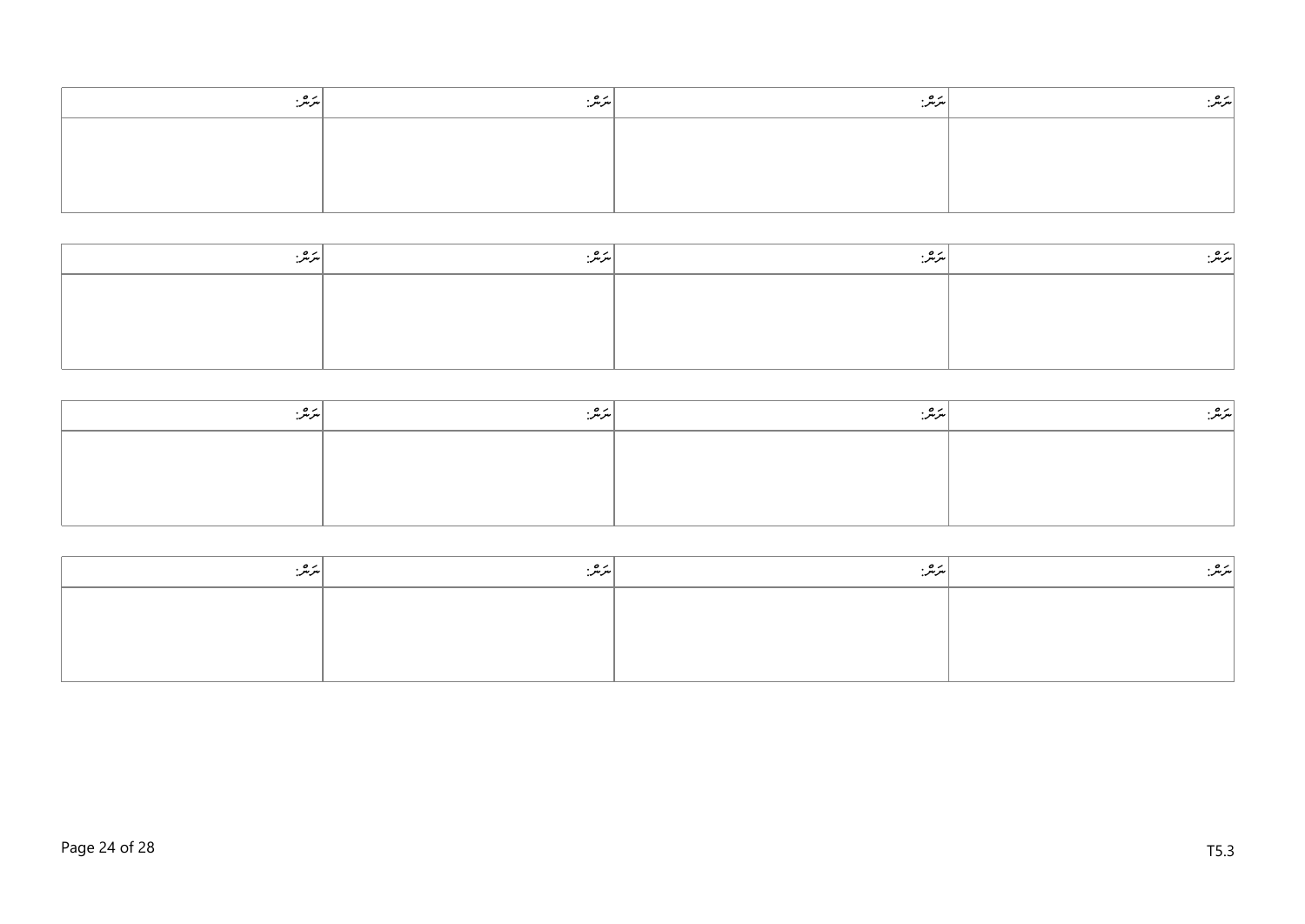| ނަންބަރު: | ނަންބަރު: | ނަންބަރު: | ނަންބަރު: |
|---|---|---|---|
| | | | |

| ނަންބަރު: | ނަންބަރު: | ނަންބަރު: | ނަންބަރު: |
|---|---|---|---|
| | | | |

| ނަންބަރު: | ނަންބަރު: | ނަންބަރު: | ނަންބަރު: |
|---|---|---|---|
| | | | |

| ނަންބަރު: | ނަންބަރު: | ނަންބަރު: | ނަންބަރު: |
|---|---|---|---|
| | | | |

T5.3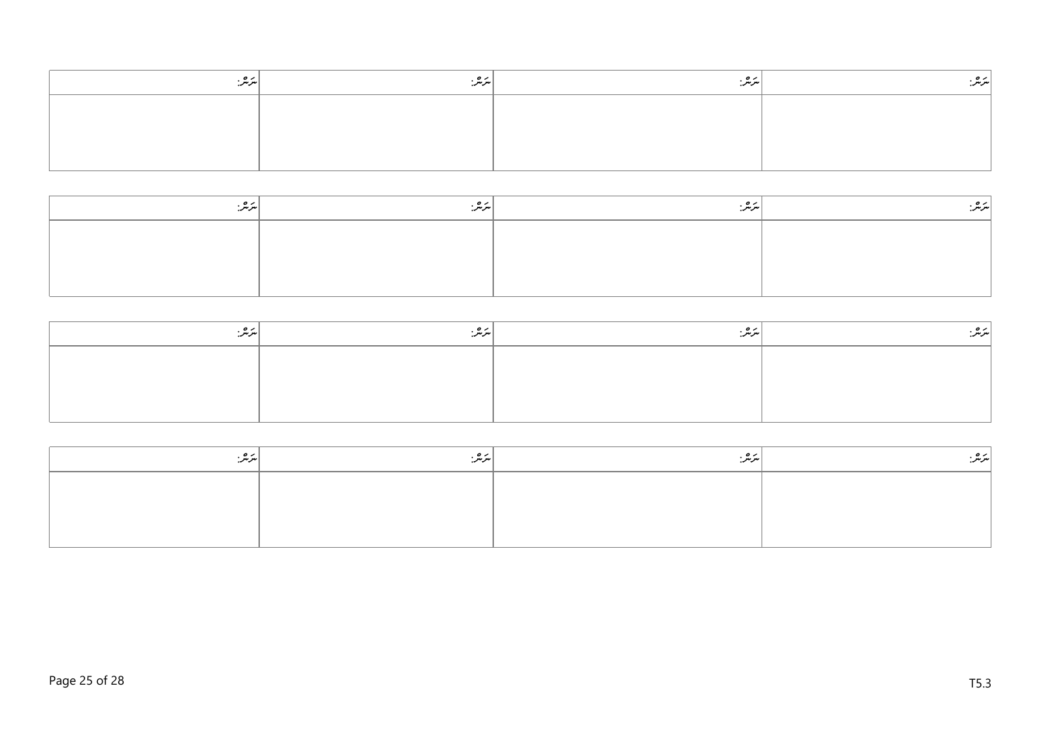| ނަރުދ: | ނަރުދ: | ނަރުދ: | ނަރުދ: |
| --- | --- | --- | --- |
| | | | |

| ނަރުދ: | ނަރުދ: | ނަރުދ: | ނަރުދ: |
| --- | --- | --- | --- |
| | | | |

| ނަރުދ: | ނަރުދ: | ނަރުދ: | ނަރުދ: |
| --- | --- | --- | --- |
| | | | |

| ނަރުދ: | ނަރުދ: | ނަރުދ: | ނަރުދ: |
| --- | --- | --- | --- |
| | | | |

T5.3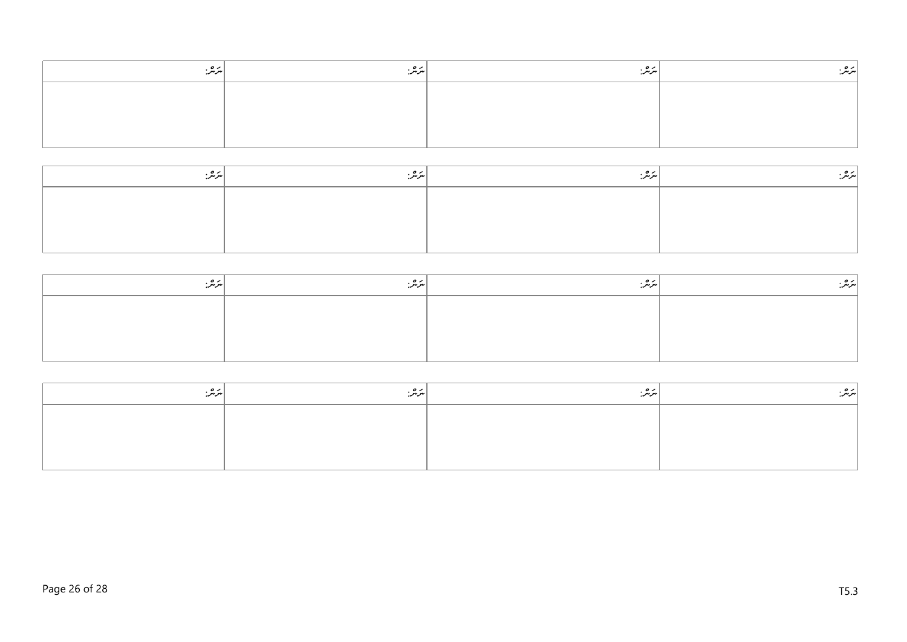| ނަންބަރު: | ނަންބަރު: | ނަންބަރު: | ނަންބަރު: |
|---|---|---|---|
| | | | |

| ނަންބަރު: | ނަންބަރު: | ނަންބަރު: | ނަންބަރު: |
|---|---|---|---|
| | | | |

| ނަންބަރު: | ނަންބަރު: | ނަންބަރު: | ނަންބަރު: |
|---|---|---|---|
| | | | |

| ނަންބަރު: | ނަންބަރު: | ނަންބަރު: | ނަންބަރު: |
|---|---|---|---|
| | | | |

T5.3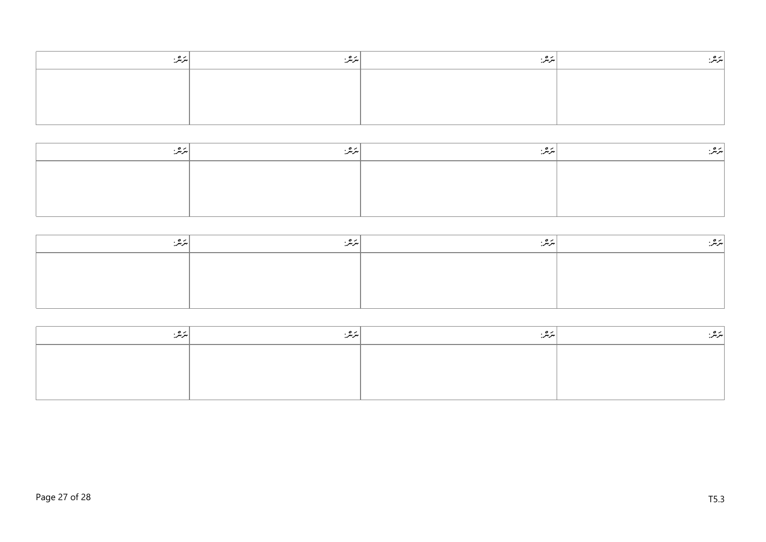| ނަރުދ: | ނަރުދ: | ނަރުދ: | ނަރުދ: |
| --- | --- | --- | --- |
| | | | |

| ނަރުދ: | ނަރުދ: | ނަރުދ: | ނަރުދ: |
| --- | --- | --- | --- |
| | | | |

| ނަރުދ: | ނަރުދ: | ނަރުދ: | ނަރުދ: |
| --- | --- | --- | --- |
| | | | |

| ނަރުދ: | ނަރުދ: | ނަރުދ: | ނަރުދ: |
| --- | --- | --- | --- |
| | | | |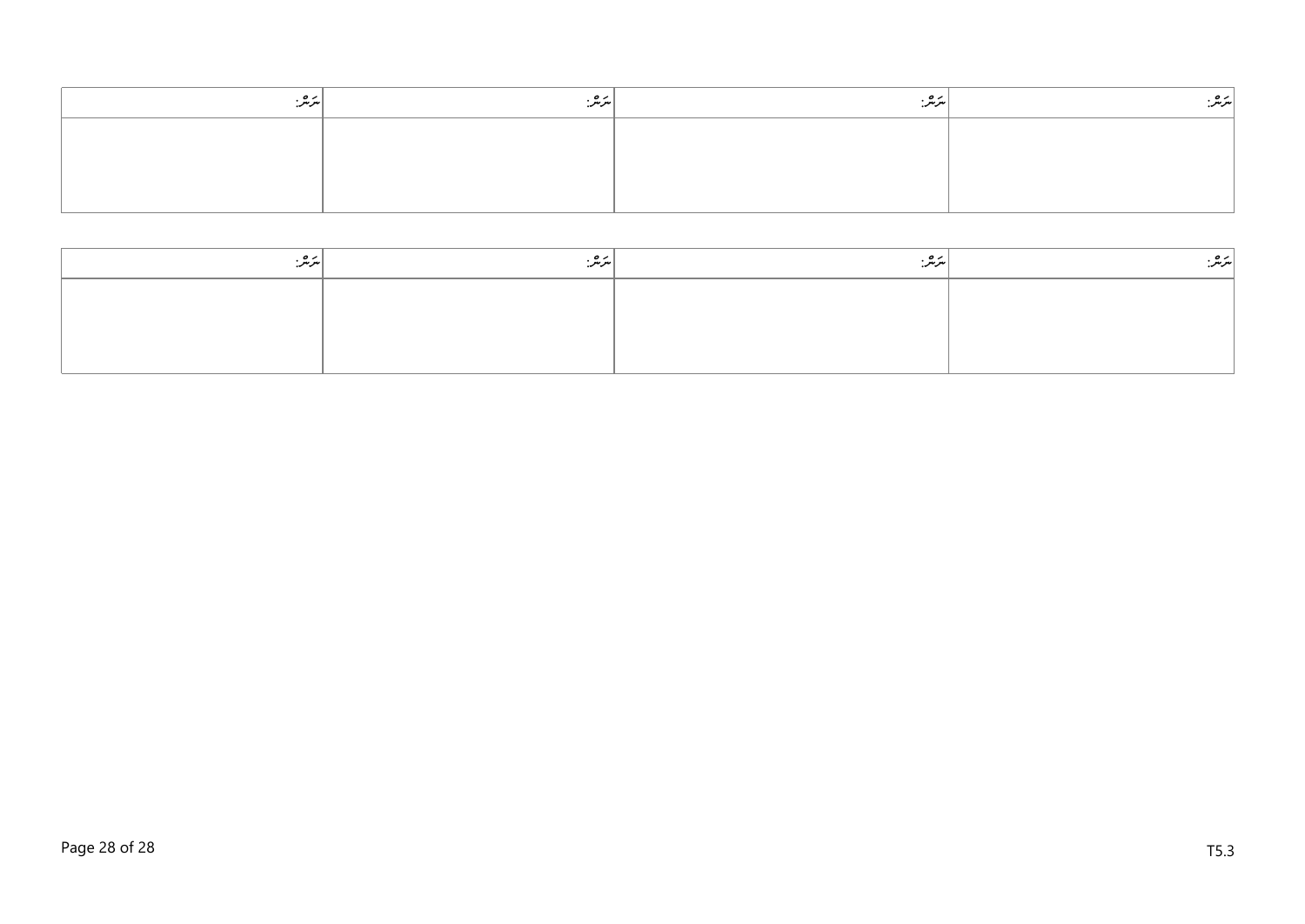| ނަންބަރު: | ނަންބަރު: | ނަންބަރު: | ނަންބަރު: |
|---|---|---|---|
| | | | |

| ނަންބަރު: | ނަންބަރު: | ނަންބަރު: | ނަންބަރު: |
|---|---|---|---|
| | | | |